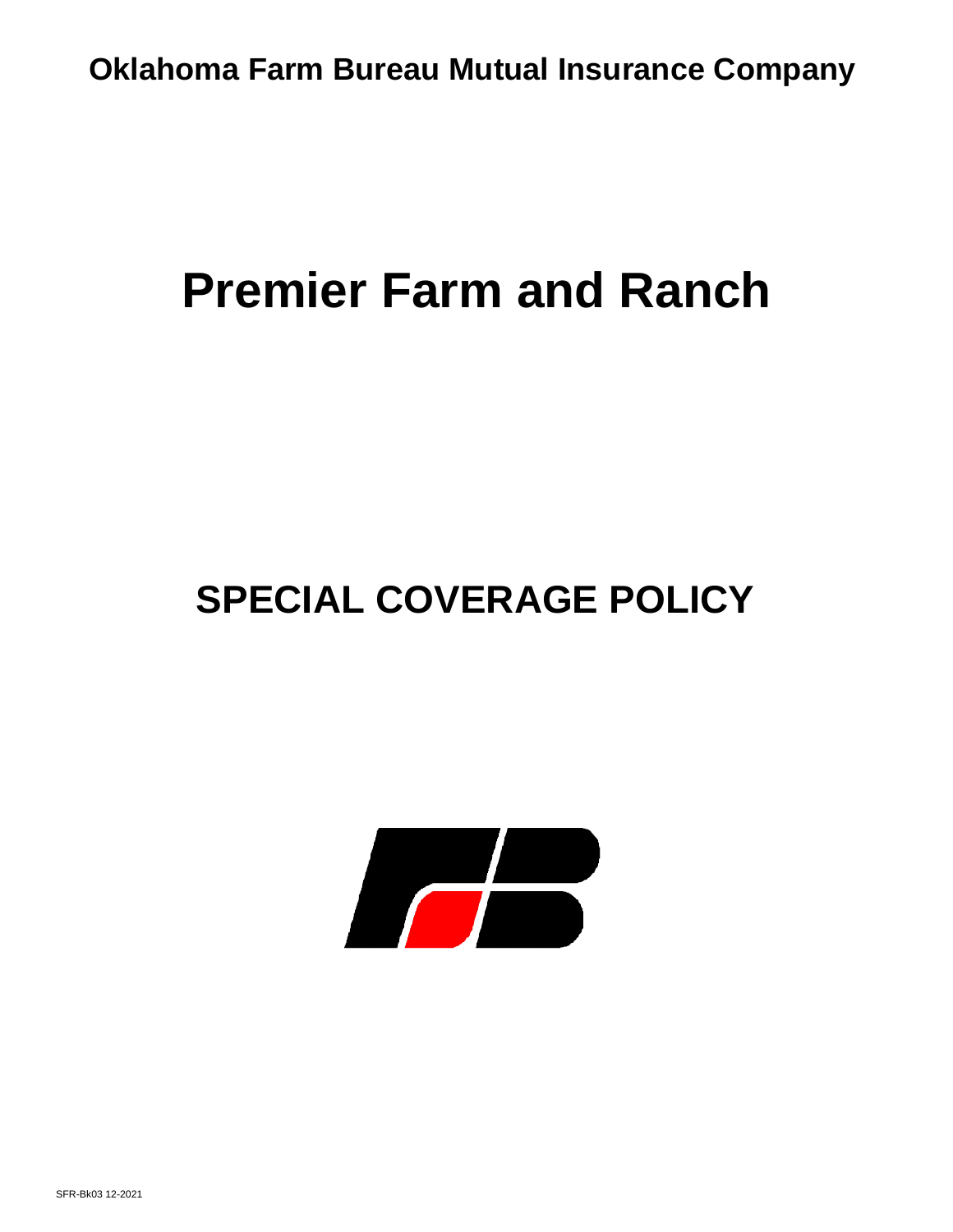**Oklahoma Farm Bureau Mutual Insurance Company**

# Premier Farm and Ranch

## SPECIAL COVERAGE POLICY

SFR-Bk03 12-2021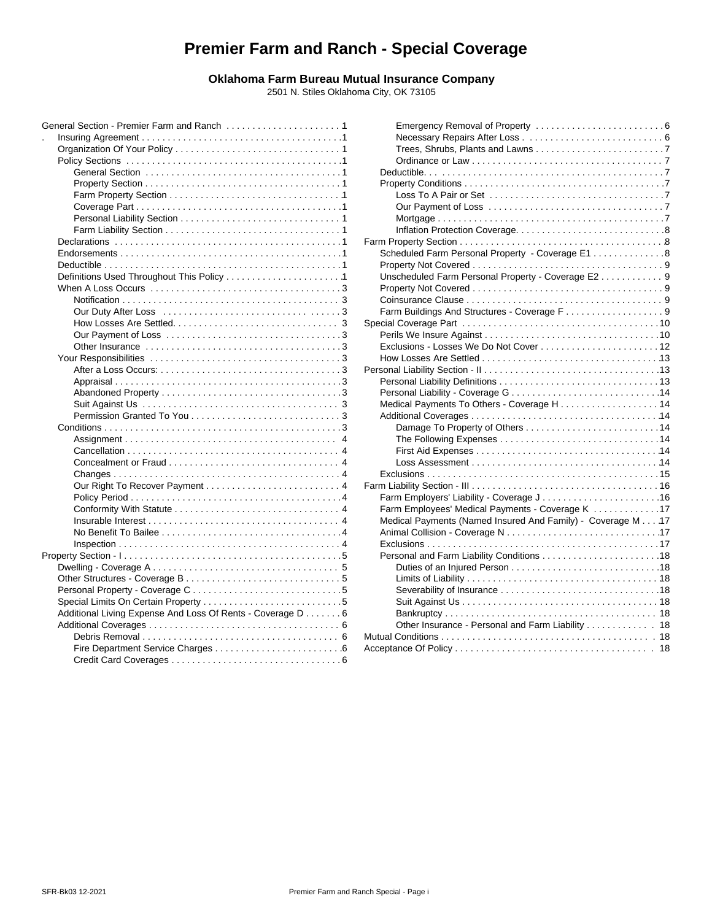# Premier Farm and Ranch - Special Coverage

**Oklahoma Farm Bureau Mutual Insurance Company**

2501 N. Stiles Oklahoma City, OK 73105

- General Section - Premier Farm and Ranch . . . . . . . . . . . . . . . . . . . . . . 1
  - Insuring Agreement . . . . . . . . . . . . . . . . . . . . . . . . . . . . . . . . . . . . . . .1
  - Organization Of Your Policy . . . . . . . . . . . . . . . . . . . . . . . . . . . . . . . . 1
  - Policy Sections . . . . . . . . . . . . . . . . . . . . . . . . . . . . . . . . . . . . . . . . . .1
    - General Section . . . . . . . . . . . . . . . . . . . . . . . . . . . . . . . . . . . . . .1
    - Property Section . . . . . . . . . . . . . . . . . . . . . . . . . . . . . . . . . . . . . . 1
    - Farm Property Section . . . . . . . . . . . . . . . . . . . . . . . . . . . . . . . . . .1
    - Coverage Part . . . . . . . . . . . . . . . . . . . . . . . . . . . . . . . . . . . . . . . .1
    - Personal Liability Section . . . . . . . . . . . . . . . . . . . . . . . . . . . . . . . 1
    - Farm Liability Section . . . . . . . . . . . . . . . . . . . . . . . . . . . . . . . . . . 1
  - Declarations . . . . . . . . . . . . . . . . . . . . . . . . . . . . . . . . . . . . . . . . . . . .1
  - Endorsements . . . . . . . . . . . . . . . . . . . . . . . . . . . . . . . . . . . . . . . . . . .1
  - Deductible . . . . . . . . . . . . . . . . . . . . . . . . . . . . . . . . . . . . . . . . . . . . . .1
  - Definitions Used Throughout This Policy . . . . . . . . . . . . . . . . . . . . . . .1
  - When A Loss Occurs . . . . . . . . . . . . . . . . . . . . . . . . . . . . . . . . . . . . . 3
    - Notification . . . . . . . . . . . . . . . . . . . . . . . . . . . . . . . . . . . . . . . . . . 3
    - Our Duty After Loss . . . . . . . . . . . . . . . . . . . . . . . . . . . . . . . . . . . 3
    - How Losses Are Settled. . . . . . . . . . . . . . . . . . . . . . . . . . . . . . . . 3
    - Our Payment of Loss . . . . . . . . . . . . . . . . . . . . . . . . . . . . . . . . . . .3
    - Other Insurance . . . . . . . . . . . . . . . . . . . . . . . . . . . . . . . . . . . . . . .3
  - Your Responsibilities . . . . . . . . . . . . . . . . . . . . . . . . . . . . . . . . . . . . . 3
    - After a Loss Occurs: . . . . . . . . . . . . . . . . . . . . . . . . . . . . . . . . . . . .3
    - Appraisal . . . . . . . . . . . . . . . . . . . . . . . . . . . . . . . . . . . . . . . . . . . .3
    - Abandoned Property . . . . . . . . . . . . . . . . . . . . . . . . . . . . . . . . . . . .3
    - Suit Against Us . . . . . . . . . . . . . . . . . . . . . . . . . . . . . . . . . . . . . . 3
    - Permission Granted To You . . . . . . . . . . . . . . . . . . . . . . . . . . . . . .3
  - Conditions . . . . . . . . . . . . . . . . . . . . . . . . . . . . . . . . . . . . . . . . . . . . . .3
    - Assignment . . . . . . . . . . . . . . . . . . . . . . . . . . . . . . . . . . . . . . . . . . 4
    - Cancellation . . . . . . . . . . . . . . . . . . . . . . . . . . . . . . . . . . . . . . . . . 4
    - Concealment or Fraud . . . . . . . . . . . . . . . . . . . . . . . . . . . . . . . . . . 4
    - Changes . . . . . . . . . . . . . . . . . . . . . . . . . . . . . . . . . . . . . . . . . . . . 4
    - Our Right To Recover Payment . . . . . . . . . . . . . . . . . . . . . . . . . . .4
    - Policy Period . . . . . . . . . . . . . . . . . . . . . . . . . . . . . . . . . . . . . . . . .4
    - Conformity With Statute . . . . . . . . . . . . . . . . . . . . . . . . . . . . . . . . 4
    - Insurable Interest . . . . . . . . . . . . . . . . . . . . . . . . . . . . . . . . . . . . . 4
    - No Benefit To Bailee . . . . . . . . . . . . . . . . . . . . . . . . . . . . . . . . . . .4
    - Inspection . . . . . . . . . . . . . . . . . . . . . . . . . . . . . . . . . . . . . . . . . . . 4
- Property Section - I . . . . . . . . . . . . . . . . . . . . . . . . . . . . . . . . . . . . . . . . . .5
  - Dwelling - Coverage A . . . . . . . . . . . . . . . . . . . . . . . . . . . . . . . . . . . . 5
  - Other Structures - Coverage B . . . . . . . . . . . . . . . . . . . . . . . . . . . . . . 5
  - Personal Property - Coverage C . . . . . . . . . . . . . . . . . . . . . . . . . . . . .5
  - Special Limits On Certain Property . . . . . . . . . . . . . . . . . . . . . . . . . . .5
  - Additional Living Expense And Loss Of Rents - Coverage D . . . . . . . 6
  - Additional Coverages . . . . . . . . . . . . . . . . . . . . . . . . . . . . . . . . . . . . . 6
    - Debris Removal . . . . . . . . . . . . . . . . . . . . . . . . . . . . . . . . . . . . . . 6
    - Fire Department Service Charges . . . . . . . . . . . . . . . . . . . . . . . . .6
    - Credit Card Coverages . . . . . . . . . . . . . . . . . . . . . . . . . . . . . . . . . 6
    - Emergency Removal of Property . . . . . . . . . . . . . . . . . . . . . . . . . 6
    - Necessary Repairs After Loss . . . . . . . . . . . . . . . . . . . . . . . . . . . 6
    - Trees, Shrubs, Plants and Lawns . . . . . . . . . . . . . . . . . . . . . . . . . 7
    - Ordinance or Law . . . . . . . . . . . . . . . . . . . . . . . . . . . . . . . . . . . . . 7
  - Deductible. . . . . . . . . . . . . . . . . . . . . . . . . . . . . . . . . . . . . . . . . . . . . . .7
  - Property Conditions . . . . . . . . . . . . . . . . . . . . . . . . . . . . . . . . . . . . . . .7
    - Loss To A Pair or Set . . . . . . . . . . . . . . . . . . . . . . . . . . . . . . . . . . .7
    - Our Payment of Loss . . . . . . . . . . . . . . . . . . . . . . . . . . . . . . . . . . .7
    - Mortgage . . . . . . . . . . . . . . . . . . . . . . . . . . . . . . . . . . . . . . . . . . . .7
    - Inflation Protection Coverage. . . . . . . . . . . . . . . . . . . . . . . . . . . . .8
- Farm Property Section . . . . . . . . . . . . . . . . . . . . . . . . . . . . . . . . . . . . . . . .8
  - Scheduled Farm Personal Property - Coverage E1 . . . . . . . . . . . . . .8
  - Property Not Covered . . . . . . . . . . . . . . . . . . . . . . . . . . . . . . . . . . . . . 9
  - Unscheduled Farm Personal Property - Coverage E2 . . . . . . . . . . . . 9
  - Property Not Covered . . . . . . . . . . . . . . . . . . . . . . . . . . . . . . . . . . . . . 9
  - Coinsurance Clause . . . . . . . . . . . . . . . . . . . . . . . . . . . . . . . . . . . . . . 9
  - Farm Buildings And Structures - Coverage F . . . . . . . . . . . . . . . . . . . 9
- Special Coverage Part . . . . . . . . . . . . . . . . . . . . . . . . . . . . . . . . . . . . . . .10
  - Perils We Insure Against . . . . . . . . . . . . . . . . . . . . . . . . . . . . . . . . . . .10
  - Exclusions - Losses We Do Not Cover . . . . . . . . . . . . . . . . . . . . . . . . 12
  - How Losses Are Settled . . . . . . . . . . . . . . . . . . . . . . . . . . . . . . . . . . . 13
- Personal Liability Section - II . . . . . . . . . . . . . . . . . . . . . . . . . . . . . . . . . .13
  - Personal Liability Definitions . . . . . . . . . . . . . . . . . . . . . . . . . . . . . . . . 13
  - Personal Liability - Coverage G . . . . . . . . . . . . . . . . . . . . . . . . . . . . . .14
  - Medical Payments To Others - Coverage H . . . . . . . . . . . . . . . . . . . . 14
  - Additional Coverages . . . . . . . . . . . . . . . . . . . . . . . . . . . . . . . . . . . . . .14
    - Damage To Property of Others . . . . . . . . . . . . . . . . . . . . . . . . . . .14
    - The Following Expenses . . . . . . . . . . . . . . . . . . . . . . . . . . . . . . . .14
    - First Aid Expenses . . . . . . . . . . . . . . . . . . . . . . . . . . . . . . . . . . . .14
    - Loss Assessment . . . . . . . . . . . . . . . . . . . . . . . . . . . . . . . . . . . . . 14
  - Exclusions . . . . . . . . . . . . . . . . . . . . . . . . . . . . . . . . . . . . . . . . . . . . . .15
- Farm Liability Section - III . . . . . . . . . . . . . . . . . . . . . . . . . . . . . . . . . . . . . 16
  - Farm Employers' Liability - Coverage J . . . . . . . . . . . . . . . . . . . . . . . .16
  - Farm Employees' Medical Payments - Coverage K . . . . . . . . . . . . .17
  - Medical Payments (Named Insured And Family) - Coverage M . . . .17
  - Animal Collision - Coverage N . . . . . . . . . . . . . . . . . . . . . . . . . . . . . .17
  - Exclusions . . . . . . . . . . . . . . . . . . . . . . . . . . . . . . . . . . . . . . . . . . . . . .17
  - Personal and Farm Liability Conditions . . . . . . . . . . . . . . . . . . . . . . . .18
    - Duties of an Injured Person . . . . . . . . . . . . . . . . . . . . . . . . . . . . . .18
    - Limits of Liability . . . . . . . . . . . . . . . . . . . . . . . . . . . . . . . . . . . . . . 18
    - Severability of Insurance . . . . . . . . . . . . . . . . . . . . . . . . . . . . . . . .18
    - Suit Against Us . . . . . . . . . . . . . . . . . . . . . . . . . . . . . . . . . . . . . . . 18
    - Bankruptcy . . . . . . . . . . . . . . . . . . . . . . . . . . . . . . . . . . . . . . . . . . 18
    - Other Insurance - Personal and Farm Liability . . . . . . . . . . . . . 18
- Mutual Conditions . . . . . . . . . . . . . . . . . . . . . . . . . . . . . . . . . . . . . . . . . 18
- Acceptance Of Policy . . . . . . . . . . . . . . . . . . . . . . . . . . . . . . . . . . . . . . 18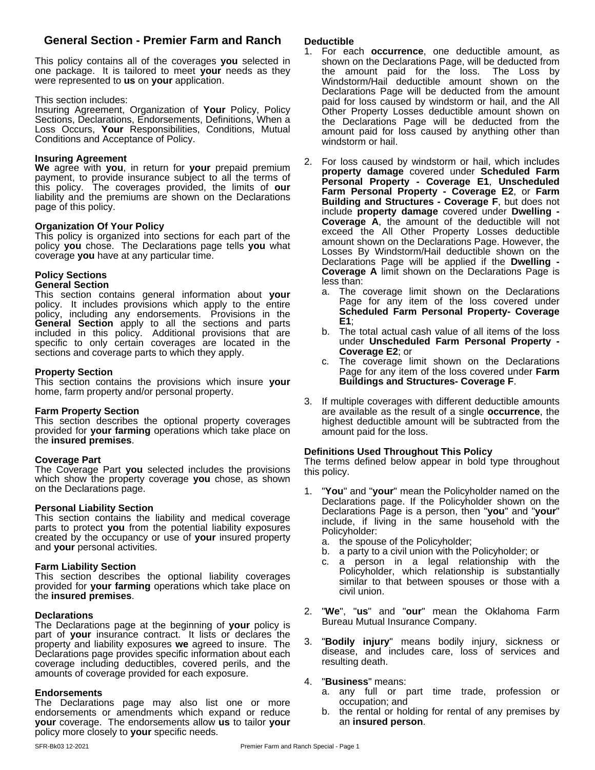## General Section - Premier Farm and Ranch

This policy contains all of the coverages **you** selected in one package. It is tailored to meet **your** needs as they were represented to **us** on **your** application.

This section includes:
Insuring Agreement, Organization of **Your** Policy, Policy Sections, Declarations, Endorsements, Definitions, When a Loss Occurs, **Your** Responsibilities, Conditions, Mutual Conditions and Acceptance of Policy.

**Insuring Agreement**
**We** agree with **you**, in return for **your** prepaid premium payment, to provide insurance subject to all the terms of this policy. The coverages provided, the limits of **our** liability and the premiums are shown on the Declarations page of this policy.

**Organization Of Your Policy**
This policy is organized into sections for each part of the policy **you** chose. The Declarations page tells **you** what coverage **you** have at any particular time.

**Policy Sections**
**General Section**
This section contains general information about **your** policy. It includes provisions which apply to the entire policy, including any endorsements. Provisions in the **General Section** apply to all the sections and parts included in this policy. Additional provisions that are specific to only certain coverages are located in the sections and coverage parts to which they apply.

**Property Section**
This section contains the provisions which insure **your** home, farm property and/or personal property.

**Farm Property Section**
This section describes the optional property coverages provided for **your farming** operations which take place on the **insured premises**.

**Coverage Part**
The Coverage Part **you** selected includes the provisions which show the property coverage **you** chose, as shown on the Declarations page.

**Personal Liability Section**
This section contains the liability and medical coverage parts to protect **you** from the potential liability exposures created by the occupancy or use of **your** insured property and **your** personal activities.

**Farm Liability Section**
This section describes the optional liability coverages provided for **your farming** operations which take place on the **insured premises**.

**Declarations**
The Declarations page at the beginning of **your** policy is part of **your** insurance contract. It lists or declares the property and liability exposures **we** agreed to insure. The Declarations page provides specific information about each coverage including deductibles, covered perils, and the amounts of coverage provided for each exposure.

**Endorsements**
The Declarations page may also list one or more endorsements or amendments which expand or reduce **your** coverage. The endorsements allow **us** to tailor **your** policy more closely to **your** specific needs.

**Deductible**

1. For each **occurrence**, one deductible amount, as shown on the Declarations Page, will be deducted from the amount paid for the loss. The Loss by Windstorm/Hail deductible amount shown on the Declarations Page will be deducted from the amount paid for loss caused by windstorm or hail, and the All Other Property Losses deductible amount shown on the Declarations Page will be deducted from the amount paid for loss caused by anything other than windstorm or hail.
2. For loss caused by windstorm or hail, which includes **property damage** covered under **Scheduled Farm Personal Property - Coverage E1**, **Unscheduled Farm Personal Property - Coverage E2**, or **Farm Building and Structures - Coverage F**, but does not include **property damage** covered under **Dwelling - Coverage A**, the amount of the deductible will not exceed the All Other Property Losses deductible amount shown on the Declarations Page. However, the Losses By Windstorm/Hail deductible shown on the Declarations Page will be applied if the **Dwelling - Coverage A** limit shown on the Declarations Page is less than:
   a. The coverage limit shown on the Declarations Page for any item of the loss covered under **Scheduled Farm Personal Property- Coverage E1**;
   b. The total actual cash value of all items of the loss under **Unscheduled Farm Personal Property - Coverage E2**; or
   c. The coverage limit shown on the Declarations Page for any item of the loss covered under **Farm Buildings and Structures- Coverage F**.
3. If multiple coverages with different deductible amounts are available as the result of a single **occurrence**, the highest deductible amount will be subtracted from the amount paid for the loss.

**Definitions Used Throughout This Policy**
The terms defined below appear in bold type throughout this policy.

1. "**You**" and "**your**" mean the Policyholder named on the Declarations page. If the Policyholder shown on the Declarations Page is a person, then "**you**" and "**your**" include, if living in the same household with the Policyholder:
   a. the spouse of the Policyholder;
   b. a party to a civil union with the Policyholder; or
   c. a person in a legal relationship with the Policyholder, which relationship is substantially similar to that between spouses or those with a civil union.
2. "**We**", "**us**" and "**our**" mean the Oklahoma Farm Bureau Mutual Insurance Company.
3. "**Bodily injury**" means bodily injury, sickness or disease, and includes care, loss of services and resulting death.
4. "**Business**" means:
   a. any full or part time trade, profession or occupation; and
   b. the rental or holding for rental of any premises by an **insured person**.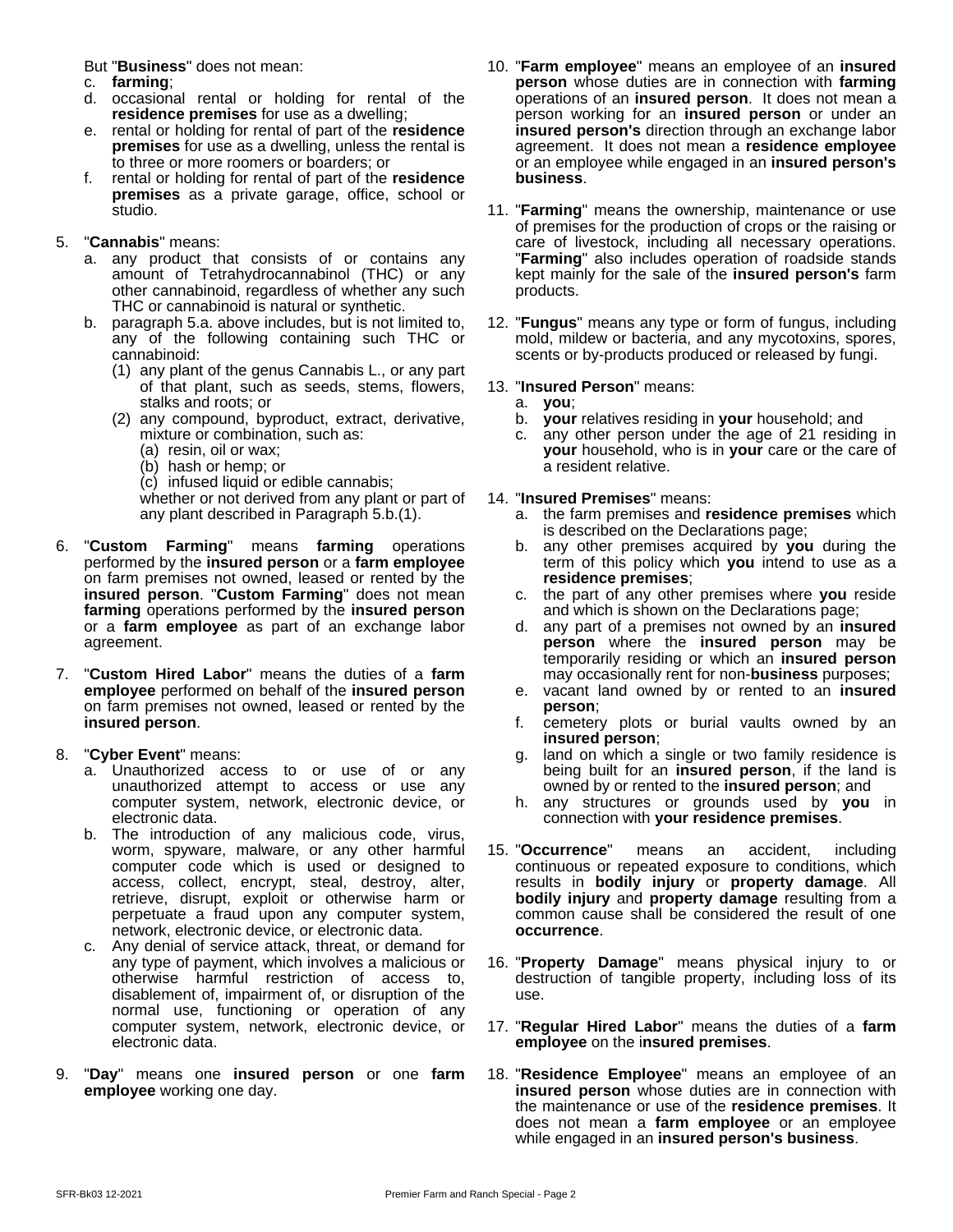But "**Business**" does not mean:

c. **farming**;
d. occasional rental or holding for rental of the **residence premises** for use as a dwelling;
e. rental or holding for rental of part of the **residence premises** for use as a dwelling, unless the rental is to three or more roomers or boarders; or
f. rental or holding for rental of part of the **residence premises** as a private garage, office, school or studio.

5. "**Cannabis**" means:
   a. any product that consists of or contains any amount of Tetrahydrocannabinol (THC) or any other cannabinoid, regardless of whether any such THC or cannabinoid is natural or synthetic.
   b. paragraph 5.a. above includes, but is not limited to, any of the following containing such THC or cannabinoid:
      (1) any plant of the genus Cannabis L., or any part of that plant, such as seeds, stems, flowers, stalks and roots; or
      (2) any compound, byproduct, extract, derivative, mixture or combination, such as:
         (a) resin, oil or wax;
         (b) hash or hemp; or
         (c) infused liquid or edible cannabis;

      whether or not derived from any plant or part of any plant described in Paragraph 5.b.(1).

6. "**Custom Farming**" means **farming** operations performed by the **insured person** or a **farm employee** on farm premises not owned, leased or rented by the **insured person**. "**Custom Farming**" does not mean **farming** operations performed by the **insured person** or a **farm employee** as part of an exchange labor agreement.

7. "**Custom Hired Labor**" means the duties of a **farm employee** performed on behalf of the **insured person** on farm premises not owned, leased or rented by the **insured person**.

8. "**Cyber Event**" means:
   a. Unauthorized access to or use of or any unauthorized attempt to access or use any computer system, network, electronic device, or electronic data.
   b. The introduction of any malicious code, virus, worm, spyware, malware, or any other harmful computer code which is used or designed to access, collect, encrypt, steal, destroy, alter, retrieve, disrupt, exploit or otherwise harm or perpetuate a fraud upon any computer system, network, electronic device, or electronic data.
   c. Any denial of service attack, threat, or demand for any type of payment, which involves a malicious or otherwise harmful restriction of access to, disablement of, impairment of, or disruption of the normal use, functioning or operation of any computer system, network, electronic device, or electronic data.

9. "**Day**" means one **insured person** or one **farm employee** working one day.

10. "**Farm employee**" means an employee of an **insured person** whose duties are in connection with **farming** operations of an **insured person**. It does not mean a person working for an **insured person** or under an **insured person's** direction through an exchange labor agreement. It does not mean a **residence employee** or an employee while engaged in an **insured person's business**.

11. "**Farming**" means the ownership, maintenance or use of premises for the production of crops or the raising or care of livestock, including all necessary operations. "**Farming**" also includes operation of roadside stands kept mainly for the sale of the **insured person's** farm products.

12. "**Fungus**" means any type or form of fungus, including mold, mildew or bacteria, and any mycotoxins, spores, scents or by-products produced or released by fungi.

13. "**Insured Person**" means:
    a. **you**;
    b. **your** relatives residing in **your** household; and
    c. any other person under the age of 21 residing in **your** household, who is in **your** care or the care of a resident relative.

14. "**Insured Premises**" means:
    a. the farm premises and **residence premises** which is described on the Declarations page;
    b. any other premises acquired by **you** during the term of this policy which **you** intend to use as a **residence premises**;
    c. the part of any other premises where **you** reside and which is shown on the Declarations page;
    d. any part of a premises not owned by an **insured person** where the **insured person** may be temporarily residing or which an **insured person** may occasionally rent for non-**business** purposes;
    e. vacant land owned by or rented to an **insured person**;
    f. cemetery plots or burial vaults owned by an **insured person**;
    g. land on which a single or two family residence is being built for an **insured person**, if the land is owned by or rented to the **insured person**; and
    h. any structures or grounds used by **you** in connection with **your residence premises**.

15. "**Occurrence**" means an accident, including continuous or repeated exposure to conditions, which results in **bodily injury** or **property damage**. All **bodily injury** and **property damage** resulting from a common cause shall be considered the result of one **occurrence**.

16. "**Property Damage**" means physical injury to or destruction of tangible property, including loss of its use.

17. "**Regular Hired Labor**" means the duties of a **farm employee** on the **insured premises**.

18. "**Residence Employee**" means an employee of an **insured person** whose duties are in connection with the maintenance or use of the **residence premises**. It does not mean a **farm employee** or an employee while engaged in an **insured person's business**.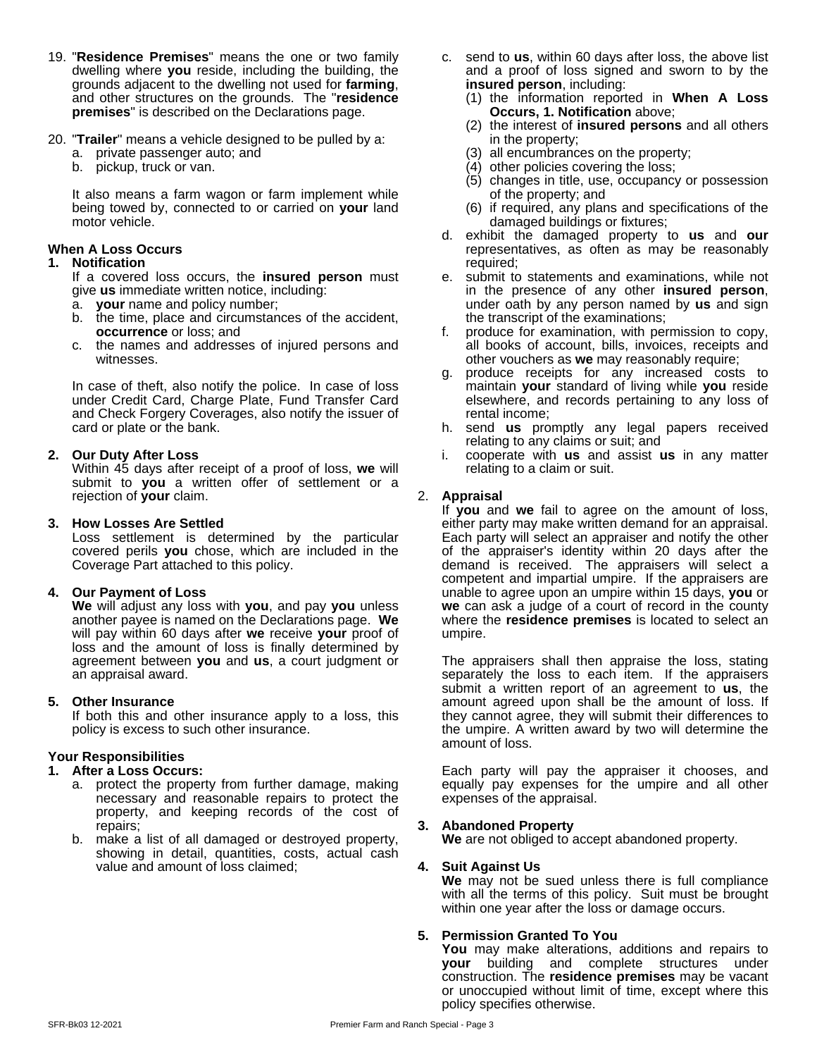19. "**Residence Premises**" means the one or two family dwelling where **you** reside, including the building, the grounds adjacent to the dwelling not used for **farming**, and other structures on the grounds. The "**residence premises**" is described on the Declarations page.

20. "**Trailer**" means a vehicle designed to be pulled by a:
    a. private passenger auto; and
    b. pickup, truck or van.

    It also means a farm wagon or farm implement while being towed by, connected to or carried on **your** land motor vehicle.

**When A Loss Occurs**

**1. Notification**

If a covered loss occurs, the **insured person** must give **us** immediate written notice, including:

a. **your** name and policy number;
b. the time, place and circumstances of the accident, **occurrence** or loss; and
c. the names and addresses of injured persons and witnesses.

In case of theft, also notify the police. In case of loss under Credit Card, Charge Plate, Fund Transfer Card and Check Forgery Coverages, also notify the issuer of card or plate or the bank.

**2. Our Duty After Loss**

Within 45 days after receipt of a proof of loss, **we** will submit to **you** a written offer of settlement or a rejection of **your** claim.

**3. How Losses Are Settled**

Loss settlement is determined by the particular covered perils **you** chose, which are included in the Coverage Part attached to this policy.

**4. Our Payment of Loss**

**We** will adjust any loss with **you**, and pay **you** unless another payee is named on the Declarations page. **We** will pay within 60 days after **we** receive **your** proof of loss and the amount of loss is finally determined by agreement between **you** and **us**, a court judgment or an appraisal award.

**5. Other Insurance**

If both this and other insurance apply to a loss, this policy is excess to such other insurance.

**Your Responsibilities**

**1. After a Loss Occurs:**

a. protect the property from further damage, making necessary and reasonable repairs to protect the property, and keeping records of the cost of repairs;
b. make a list of all damaged or destroyed property, showing in detail, quantities, costs, actual cash value and amount of loss claimed;
c. send to **us**, within 60 days after loss, the above list and a proof of loss signed and sworn to by the **insured person**, including:
   (1) the information reported in **When A Loss Occurs, 1. Notification** above;
   (2) the interest of **insured persons** and all others in the property;
   (3) all encumbrances on the property;
   (4) other policies covering the loss;
   (5) changes in title, use, occupancy or possession of the property; and
   (6) if required, any plans and specifications of the damaged buildings or fixtures;
d. exhibit the damaged property to **us** and **our** representatives, as often as may be reasonably required;
e. submit to statements and examinations, while not in the presence of any other **insured person**, under oath by any person named by **us** and sign the transcript of the examinations;
f. produce for examination, with permission to copy, all books of account, bills, invoices, receipts and other vouchers as **we** may reasonably require;
g. produce receipts for any increased costs to maintain **your** standard of living while **you** reside elsewhere, and records pertaining to any loss of rental income;
h. send **us** promptly any legal papers received relating to any claims or suit; and
i. cooperate with **us** and assist **us** in any matter relating to a claim or suit.

**2. Appraisal**

If **you** and **we** fail to agree on the amount of loss, either party may make written demand for an appraisal. Each party will select an appraiser and notify the other of the appraiser's identity within 20 days after the demand is received. The appraisers will select a competent and impartial umpire. If the appraisers are unable to agree upon an umpire within 15 days, **you** or **we** can ask a judge of a court of record in the county where the **residence premises** is located to select an umpire.

The appraisers shall then appraise the loss, stating separately the loss to each item. If the appraisers submit a written report of an agreement to **us**, the amount agreed upon shall be the amount of loss. If they cannot agree, they will submit their differences to the umpire. A written award by two will determine the amount of loss.

Each party will pay the appraiser it chooses, and equally pay expenses for the umpire and all other expenses of the appraisal.

**3. Abandoned Property**

**We** are not obliged to accept abandoned property.

**4. Suit Against Us**

**We** may not be sued unless there is full compliance with all the terms of this policy. Suit must be brought within one year after the loss or damage occurs.

**5. Permission Granted To You**

**You** may make alterations, additions and repairs to **your** building and complete structures under construction. The **residence premises** may be vacant or unoccupied without limit of time, except where this policy specifies otherwise.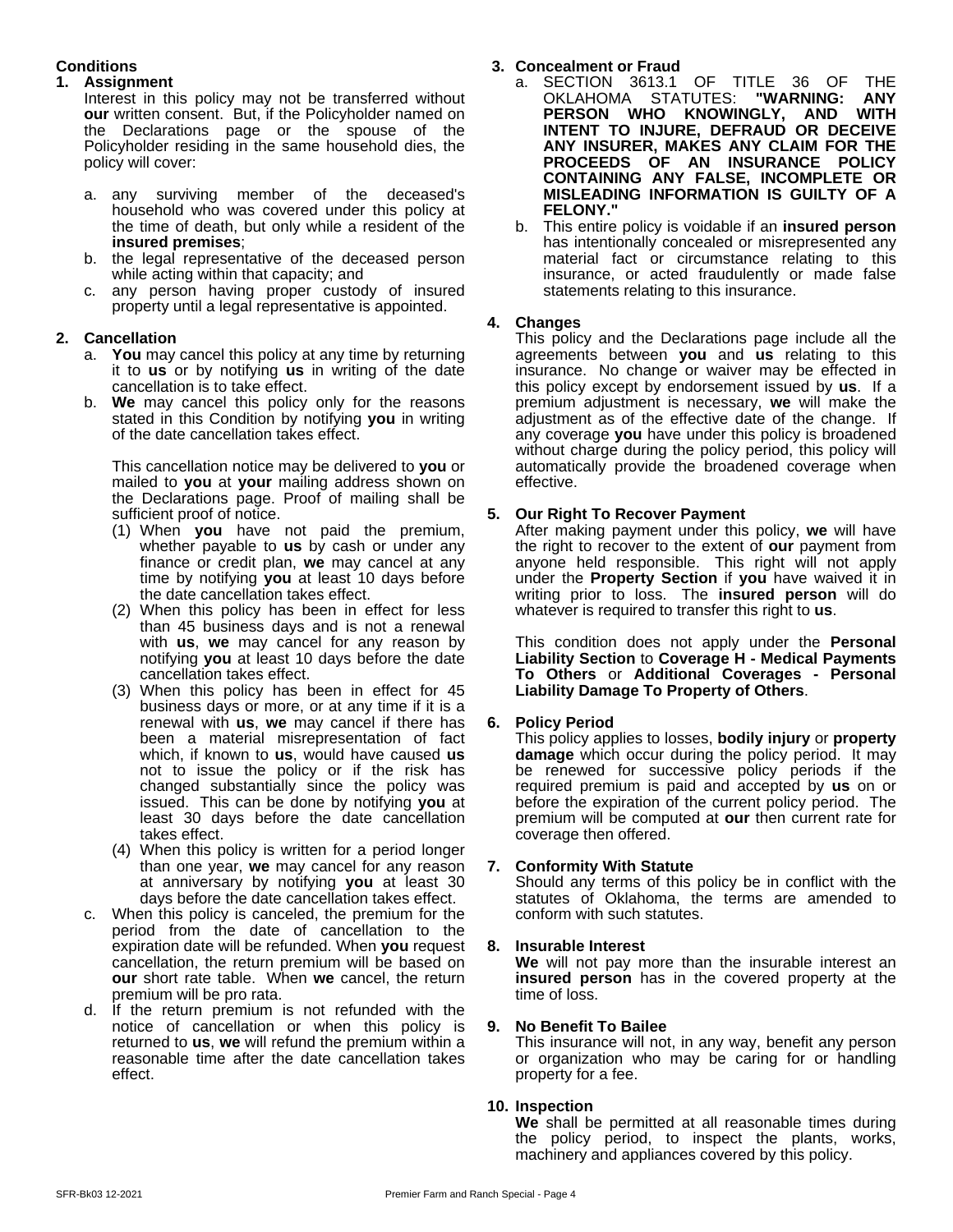## Conditions

### 1. Assignment

Interest in this policy may not be transferred without **our** written consent. But, if the Policyholder named on the Declarations page or the spouse of the Policyholder residing in the same household dies, the policy will cover:

a. any surviving member of the deceased's household who was covered under this policy at the time of death, but only while a resident of the **insured premises**;
b. the legal representative of the deceased person while acting within that capacity; and
c. any person having proper custody of insured property until a legal representative is appointed.

### 2. Cancellation

a. **You** may cancel this policy at any time by returning it to **us** or by notifying **us** in writing of the date cancellation is to take effect.
b. **We** may cancel this policy only for the reasons stated in this Condition by notifying **you** in writing of the date cancellation takes effect.

   This cancellation notice may be delivered to **you** or mailed to **you** at **your** mailing address shown on the Declarations page. Proof of mailing shall be sufficient proof of notice.

   (1) When **you** have not paid the premium, whether payable to **us** by cash or under any finance or credit plan, **we** may cancel at any time by notifying **you** at least 10 days before the date cancellation takes effect.
   (2) When this policy has been in effect for less than 45 business days and is not a renewal with **us**, **we** may cancel for any reason by notifying **you** at least 10 days before the date cancellation takes effect.
   (3) When this policy has been in effect for 45 business days or more, or at any time if it is a renewal with **us**, **we** may cancel if there has been a material misrepresentation of fact which, if known to **us**, would have caused **us** not to issue the policy or if the risk has changed substantially since the policy was issued. This can be done by notifying **you** at least 30 days before the date cancellation takes effect.
   (4) When this policy is written for a period longer than one year, **we** may cancel for any reason at anniversary by notifying **you** at least 30 days before the date cancellation takes effect.

c. When this policy is canceled, the premium for the period from the date of cancellation to the expiration date will be refunded. When **you** request cancellation, the return premium will be based on **our** short rate table. When **we** cancel, the return premium will be pro rata.
d. If the return premium is not refunded with the notice of cancellation or when this policy is returned to **us**, **we** will refund the premium within a reasonable time after the date cancellation takes effect.

### 3. Concealment or Fraud

a. SECTION 3613.1 OF TITLE 36 OF THE OKLAHOMA STATUTES: **"WARNING: ANY PERSON WHO KNOWINGLY, AND WITH INTENT TO INJURE, DEFRAUD OR DECEIVE ANY INSURER, MAKES ANY CLAIM FOR THE PROCEEDS OF AN INSURANCE POLICY CONTAINING ANY FALSE, INCOMPLETE OR MISLEADING INFORMATION IS GUILTY OF A FELONY."**
b. This entire policy is voidable if an **insured person** has intentionally concealed or misrepresented any material fact or circumstance relating to this insurance, or acted fraudulently or made false statements relating to this insurance.

### 4. Changes

This policy and the Declarations page include all the agreements between **you** and **us** relating to this insurance. No change or waiver may be effected in this policy except by endorsement issued by **us**. If a premium adjustment is necessary, **we** will make the adjustment as of the effective date of the change. If any coverage **you** have under this policy is broadened without charge during the policy period, this policy will automatically provide the broadened coverage when effective.

### 5. Our Right To Recover Payment

After making payment under this policy, **we** will have the right to recover to the extent of **our** payment from anyone held responsible. This right will not apply under the **Property Section** if **you** have waived it in writing prior to loss. The **insured person** will do whatever is required to transfer this right to **us**.

This condition does not apply under the **Personal Liability Section** to **Coverage H - Medical Payments To Others** or **Additional Coverages - Personal Liability Damage To Property of Others**.

### 6. Policy Period

This policy applies to losses, **bodily injury** or **property damage** which occur during the policy period. It may be renewed for successive policy periods if the required premium is paid and accepted by **us** on or before the expiration of the current policy period. The premium will be computed at **our** then current rate for coverage then offered.

### 7. Conformity With Statute

Should any terms of this policy be in conflict with the statutes of Oklahoma, the terms are amended to conform with such statutes.

### 8. Insurable Interest

**We** will not pay more than the insurable interest an **insured person** has in the covered property at the time of loss.

### 9. No Benefit To Bailee

This insurance will not, in any way, benefit any person or organization who may be caring for or handling property for a fee.

### 10. Inspection

**We** shall be permitted at all reasonable times during the policy period, to inspect the plants, works, machinery and appliances covered by this policy.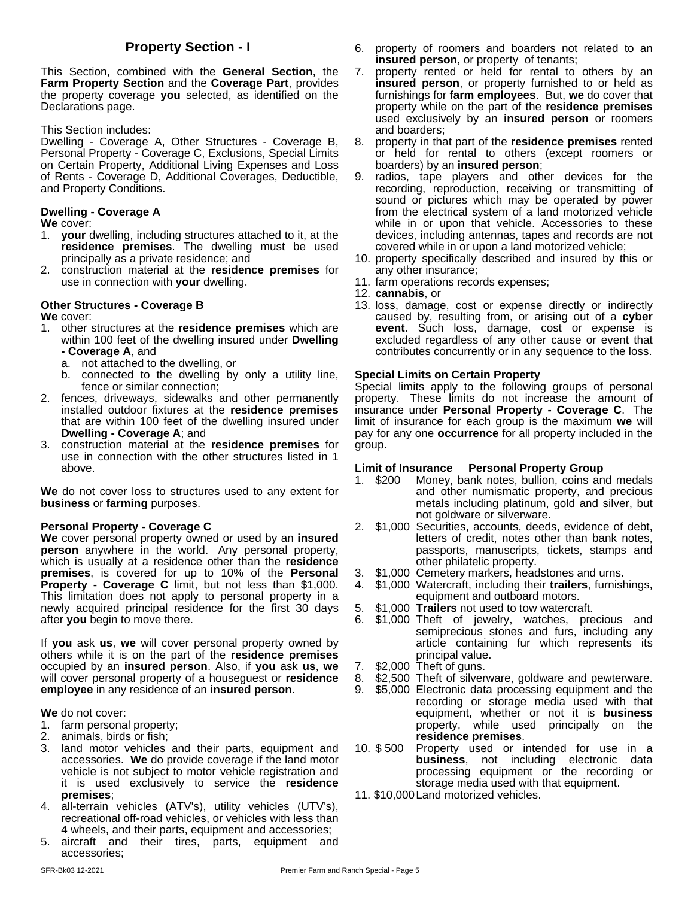## Property Section - I

This Section, combined with the **General Section**, the **Farm Property Section** and the **Coverage Part**, provides the property coverage **you** selected, as identified on the Declarations page.

This Section includes:
Dwelling - Coverage A, Other Structures - Coverage B, Personal Property - Coverage C, Exclusions, Special Limits on Certain Property, Additional Living Expenses and Loss of Rents - Coverage D, Additional Coverages, Deductible, and Property Conditions.

### Dwelling - Coverage A

**We** cover:

1. **your** dwelling, including structures attached to it, at the **residence premises**. The dwelling must be used principally as a private residence; and
2. construction material at the **residence premises** for use in connection with **your** dwelling.

### Other Structures - Coverage B

**We** cover:

1. other structures at the **residence premises** which are within 100 feet of the dwelling insured under **Dwelling - Coverage A**, and
   a. not attached to the dwelling, or
   b. connected to the dwelling by only a utility line, fence or similar connection;
2. fences, driveways, sidewalks and other permanently installed outdoor fixtures at the **residence premises** that are within 100 feet of the dwelling insured under **Dwelling - Coverage A**; and
3. construction material at the **residence premises** for use in connection with the other structures listed in 1 above.

**We** do not cover loss to structures used to any extent for **business** or **farming** purposes.

### Personal Property - Coverage C

**We** cover personal property owned or used by an **insured person** anywhere in the world. Any personal property, which is usually at a residence other than the **residence premises**, is covered for up to 10% of the **Personal Property - Coverage C** limit, but not less than $1,000. This limitation does not apply to personal property in a newly acquired principal residence for the first 30 days after **you** begin to move there.

If **you** ask **us**, **we** will cover personal property owned by others while it is on the part of the **residence premises** occupied by an **insured person**. Also, if **you** ask **us**, **we** will cover personal property of a houseguest or **residence employee** in any residence of an **insured person**.

**We** do not cover:

1. farm personal property;
2. animals, birds or fish;
3. land motor vehicles and their parts, equipment and accessories. **We** do provide coverage if the land motor vehicle is not subject to motor vehicle registration and it is used exclusively to service the **residence premises**;
4. all-terrain vehicles (ATV's), utility vehicles (UTV's), recreational off-road vehicles, or vehicles with less than 4 wheels, and their parts, equipment and accessories;
5. aircraft and their tires, parts, equipment and accessories;
6. property of roomers and boarders not related to an **insured person**, or property of tenants;
7. property rented or held for rental to others by an **insured person**, or property furnished to or held as furnishings for **farm employees**. But, **we** do cover that property while on the part of the **residence premises** used exclusively by an **insured person** or roomers and boarders;
8. property in that part of the **residence premises** rented or held for rental to others (except roomers or boarders) by an **insured person**;
9. radios, tape players and other devices for the recording, reproduction, receiving or transmitting of sound or pictures which may be operated by power from the electrical system of a land motorized vehicle while in or upon that vehicle. Accessories to these devices, including antennas, tapes and records are not covered while in or upon a land motorized vehicle;
10. property specifically described and insured by this or any other insurance;
11. farm operations records expenses;
12. **cannabis**, or
13. loss, damage, cost or expense directly or indirectly caused by, resulting from, or arising out of a **cyber event**. Such loss, damage, cost or expense is excluded regardless of any other cause or event that contributes concurrently or in any sequence to the loss.

### Special Limits on Certain Property

Special limits apply to the following groups of personal property. These limits do not increase the amount of insurance under **Personal Property - Coverage C**. The limit of insurance for each group is the maximum **we** will pay for any one **occurrence** for all property included in the group.

| | Limit of Insurance | Personal Property Group |
|---|---|---|
| 1. | $200 | Money, bank notes, bullion, coins and medals and other numismatic property, and precious metals including platinum, gold and silver, but not goldware or silverware. |
| 2. | $1,000 | Securities, accounts, deeds, evidence of debt, letters of credit, notes other than bank notes, passports, manuscripts, tickets, stamps and other philatelic property. |
| 3. | $1,000 | Cemetery markers, headstones and urns. |
| 4. | $1,000 | Watercraft, including their **trailers**, furnishings, equipment and outboard motors. |
| 5. | $1,000 | **Trailers** not used to tow watercraft. |
| 6. | $1,000 | Theft of jewelry, watches, precious and semiprecious stones and furs, including any article containing fur which represents its principal value. |
| 7. | $2,000 | Theft of guns. |
| 8. | $2,500 | Theft of silverware, goldware and pewterware. |
| 9. | $5,000 | Electronic data processing equipment and the recording or storage media used with that equipment, whether or not it is **business** property, while used principally on the **residence premises**. |
| 10. | $ 500 | Property used or intended for use in a **business**, not including electronic data processing equipment or the recording or storage media used with that equipment. |
| 11. | $10,000 | Land motorized vehicles. |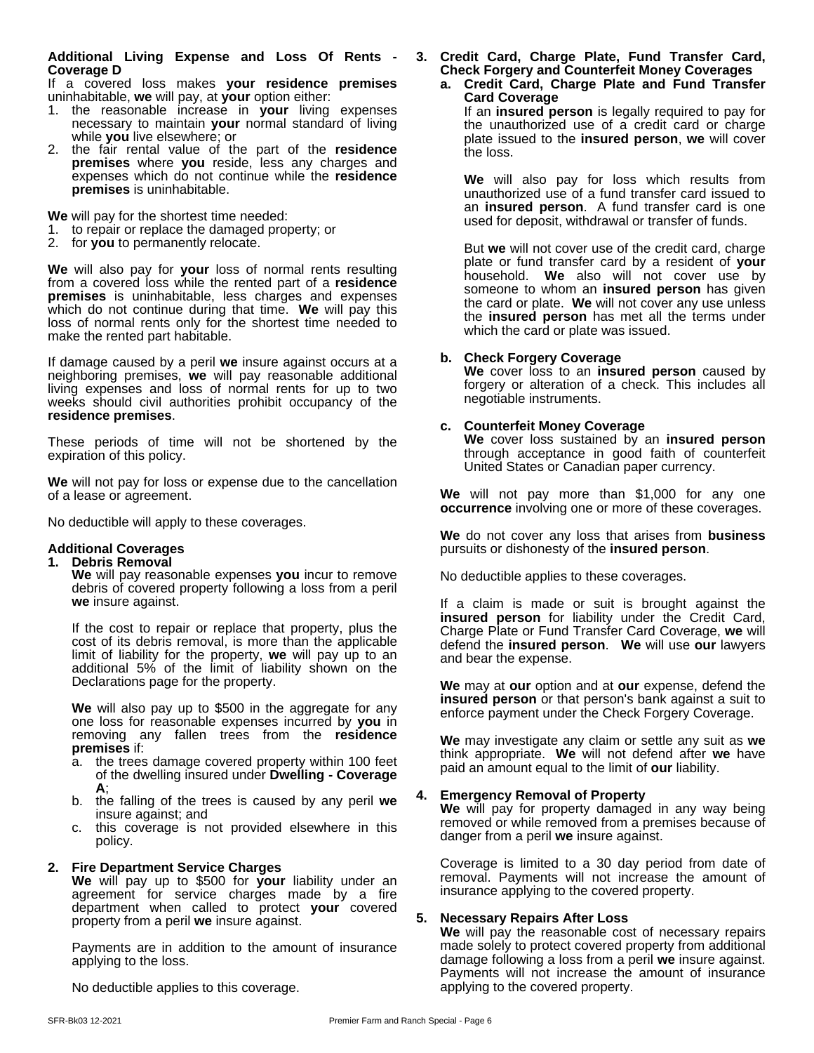**Additional Living Expense and Loss Of Rents - Coverage D**

If a covered loss makes **your residence premises** uninhabitable, **we** will pay, at **your** option either:

1. the reasonable increase in **your** living expenses necessary to maintain **your** normal standard of living while **you** live elsewhere; or
2. the fair rental value of the part of the **residence premises** where **you** reside, less any charges and expenses which do not continue while the **residence premises** is uninhabitable.

**We** will pay for the shortest time needed:

1. to repair or replace the damaged property; or
2. for **you** to permanently relocate.

**We** will also pay for **your** loss of normal rents resulting from a covered loss while the rented part of a **residence premises** is uninhabitable, less charges and expenses which do not continue during that time. **We** will pay this loss of normal rents only for the shortest time needed to make the rented part habitable.

If damage caused by a peril **we** insure against occurs at a neighboring premises, **we** will pay reasonable additional living expenses and loss of normal rents for up to two weeks should civil authorities prohibit occupancy of the **residence premises**.

These periods of time will not be shortened by the expiration of this policy.

**We** will not pay for loss or expense due to the cancellation of a lease or agreement.

No deductible will apply to these coverages.

**Additional Coverages**

1. **Debris Removal**

   **We** will pay reasonable expenses **you** incur to remove debris of covered property following a loss from a peril **we** insure against.

   If the cost to repair or replace that property, plus the cost of its debris removal, is more than the applicable limit of liability for the property, **we** will pay up to an additional 5% of the limit of liability shown on the Declarations page for the property.

   **We** will also pay up to $500 in the aggregate for any one loss for reasonable expenses incurred by **you** in removing any fallen trees from the **residence premises** if:

   a. the trees damage covered property within 100 feet of the dwelling insured under **Dwelling - Coverage A**;
   b. the falling of the trees is caused by any peril **we** insure against; and
   c. this coverage is not provided elsewhere in this policy.

2. **Fire Department Service Charges**

   **We** will pay up to $500 for **your** liability under an agreement for service charges made by a fire department when called to protect **your** covered property from a peril **we** insure against.

   Payments are in addition to the amount of insurance applying to the loss.

   No deductible applies to this coverage.

3. **Credit Card, Charge Plate, Fund Transfer Card, Check Forgery and Counterfeit Money Coverages**

   a. **Credit Card, Charge Plate and Fund Transfer Card Coverage**

   If an **insured person** is legally required to pay for the unauthorized use of a credit card or charge plate issued to the **insured person**, **we** will cover the loss.

   **We** will also pay for loss which results from unauthorized use of a fund transfer card issued to an **insured person**. A fund transfer card is one used for deposit, withdrawal or transfer of funds.

   But **we** will not cover use of the credit card, charge plate or fund transfer card by a resident of **your** household. **We** also will not cover use by someone to whom an **insured person** has given the card or plate. **We** will not cover any use unless the **insured person** has met all the terms under which the card or plate was issued.

   b. **Check Forgery Coverage**

   **We** cover loss to an **insured person** caused by forgery or alteration of a check. This includes all negotiable instruments.

   c. **Counterfeit Money Coverage**

   **We** cover loss sustained by an **insured person** through acceptance in good faith of counterfeit United States or Canadian paper currency.

   **We** will not pay more than $1,000 for any one **occurrence** involving one or more of these coverages.

   **We** do not cover any loss that arises from **business** pursuits or dishonesty of the **insured person**.

   No deductible applies to these coverages.

   If a claim is made or suit is brought against the **insured person** for liability under the Credit Card, Charge Plate or Fund Transfer Card Coverage, **we** will defend the **insured person**. **We** will use **our** lawyers and bear the expense.

   **We** may at **our** option and at **our** expense, defend the **insured person** or that person's bank against a suit to enforce payment under the Check Forgery Coverage.

   **We** may investigate any claim or settle any suit as **we** think appropriate. **We** will not defend after **we** have paid an amount equal to the limit of **our** liability.

4. **Emergency Removal of Property**

   **We** will pay for property damaged in any way being removed or while removed from a premises because of danger from a peril **we** insure against.

   Coverage is limited to a 30 day period from date of removal. Payments will not increase the amount of insurance applying to the covered property.

5. **Necessary Repairs After Loss**

   **We** will pay the reasonable cost of necessary repairs made solely to protect covered property from additional damage following a loss from a peril **we** insure against. Payments will not increase the amount of insurance applying to the covered property.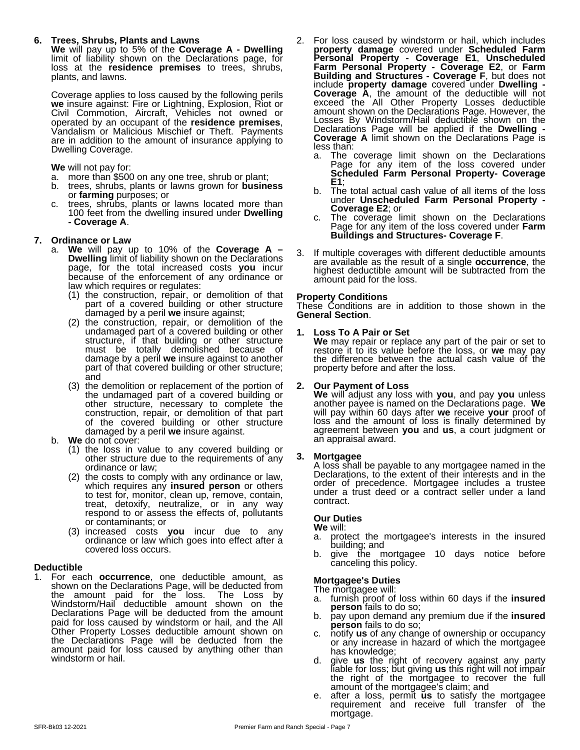**6. Trees, Shrubs, Plants and Lawns**

**We** will pay up to 5% of the **Coverage A - Dwelling** limit of liability shown on the Declarations page, for loss at the **residence premises** to trees, shrubs, plants, and lawns.

Coverage applies to loss caused by the following perils **we** insure against: Fire or Lightning, Explosion, Riot or Civil Commotion, Aircraft, Vehicles not owned or operated by an occupant of the **residence premises**, Vandalism or Malicious Mischief or Theft. Payments are in addition to the amount of insurance applying to Dwelling Coverage.

**We** will not pay for:

a. more than $500 on any one tree, shrub or plant;
b. trees, shrubs, plants or lawns grown for **business** or **farming** purposes; or
c. trees, shrubs, plants or lawns located more than 100 feet from the dwelling insured under **Dwelling - Coverage A**.

**7. Ordinance or Law**

a. **We** will pay up to 10% of the **Coverage A – Dwelling** limit of liability shown on the Declarations page, for the total increased costs **you** incur because of the enforcement of any ordinance or law which requires or regulates:
   (1) the construction, repair, or demolition of that part of a covered building or other structure damaged by a peril **we** insure against;
   (2) the construction, repair, or demolition of the undamaged part of a covered building or other structure, if that building or other structure must be totally demolished because of damage by a peril **we** insure against to another part of that covered building or other structure; and
   (3) the demolition or replacement of the portion of the undamaged part of a covered building or other structure, necessary to complete the construction, repair, or demolition of that part of the covered building or other structure damaged by a peril **we** insure against.
b. **We** do not cover:
   (1) the loss in value to any covered building or other structure due to the requirements of any ordinance or law;
   (2) the costs to comply with any ordinance or law, which requires any **insured person** or others to test for, monitor, clean up, remove, contain, treat, detoxify, neutralize, or in any way respond to or assess the effects of, pollutants or contaminants; or
   (3) increased costs **you** incur due to any ordinance or law which goes into effect after a covered loss occurs.

**Deductible**

1. For each **occurrence**, one deductible amount, as shown on the Declarations Page, will be deducted from the amount paid for the loss. The Loss by Windstorm/Hail deductible amount shown on the Declarations Page will be deducted from the amount paid for loss caused by windstorm or hail, and the All Other Property Losses deductible amount shown on the Declarations Page will be deducted from the amount paid for loss caused by anything other than windstorm or hail.
2. For loss caused by windstorm or hail, which includes **property damage** covered under **Scheduled Farm Personal Property - Coverage E1**, **Unscheduled Farm Personal Property - Coverage E2**, or **Farm Building and Structures - Coverage F**, but does not include **property damage** covered under **Dwelling - Coverage A**, the amount of the deductible will not exceed the All Other Property Losses deductible amount shown on the Declarations Page. However, the Losses By Windstorm/Hail deductible shown on the Declarations Page will be applied if the **Dwelling - Coverage A** limit shown on the Declarations Page is less than:
   a. The coverage limit shown on the Declarations Page for any item of the loss covered under **Scheduled Farm Personal Property- Coverage E1**;
   b. The total actual cash value of all items of the loss under **Unscheduled Farm Personal Property - Coverage E2**; or
   c. The coverage limit shown on the Declarations Page for any item of the loss covered under **Farm Buildings and Structures- Coverage F**.
3. If multiple coverages with different deductible amounts are available as the result of a single **occurrence**, the highest deductible amount will be subtracted from the amount paid for the loss.

**Property Conditions**

These Conditions are in addition to those shown in the **General Section**.

**1. Loss To A Pair or Set**

**We** may repair or replace any part of the pair or set to restore it to its value before the loss, or **we** may pay the difference between the actual cash value of the property before and after the loss.

**2. Our Payment of Loss**

**We** will adjust any loss with **you**, and pay **you** unless another payee is named on the Declarations page. **We** will pay within 60 days after **we** receive **your** proof of loss and the amount of loss is finally determined by agreement between **you** and **us**, a court judgment or an appraisal award.

**3. Mortgagee**

A loss shall be payable to any mortgagee named in the Declarations, to the extent of their interests and in the order of precedence. Mortgagee includes a trustee under a trust deed or a contract seller under a land contract.

**Our Duties**

**We** will:

a. protect the mortgagee's interests in the insured building; and
b. give the mortgagee 10 days notice before canceling this policy.

**Mortgagee's Duties**

The mortgagee will:

a. furnish proof of loss within 60 days if the **insured person** fails to do so;
b. pay upon demand any premium due if the **insured person** fails to do so;
c. notify **us** of any change of ownership or occupancy or any increase in hazard of which the mortgagee has knowledge;
d. give **us** the right of recovery against any party liable for loss; but giving **us** this right will not impair the right of the mortgagee to recover the full amount of the mortgagee's claim; and
e. after a loss, permit **us** to satisfy the mortgagee requirement and receive full transfer of the mortgage.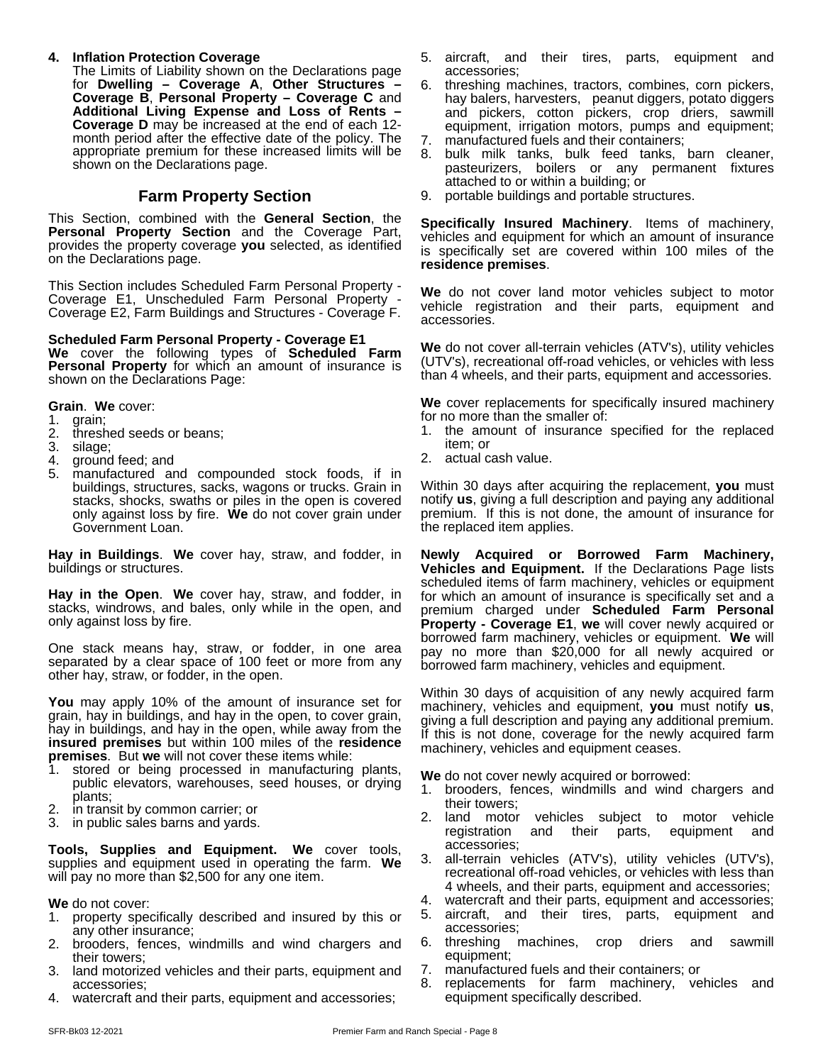**4. Inflation Protection Coverage**

The Limits of Liability shown on the Declarations page for **Dwelling – Coverage A**, **Other Structures – Coverage B**, **Personal Property – Coverage C** and **Additional Living Expense and Loss of Rents – Coverage D** may be increased at the end of each 12-month period after the effective date of the policy. The appropriate premium for these increased limits will be shown on the Declarations page.

## Farm Property Section

This Section, combined with the **General Section**, the **Personal Property Section** and the Coverage Part, provides the property coverage **you** selected, as identified on the Declarations page.

This Section includes Scheduled Farm Personal Property - Coverage E1, Unscheduled Farm Personal Property - Coverage E2, Farm Buildings and Structures - Coverage F.

**Scheduled Farm Personal Property - Coverage E1**

**We** cover the following types of **Scheduled Farm Personal Property** for which an amount of insurance is shown on the Declarations Page:

**Grain**. **We** cover:

1. grain;
2. threshed seeds or beans;
3. silage;
4. ground feed; and
5. manufactured and compounded stock foods, if in buildings, structures, sacks, wagons or trucks. Grain in stacks, shocks, swaths or piles in the open is covered only against loss by fire. **We** do not cover grain under Government Loan.

**Hay in Buildings**. **We** cover hay, straw, and fodder, in buildings or structures.

**Hay in the Open**. **We** cover hay, straw, and fodder, in stacks, windrows, and bales, only while in the open, and only against loss by fire.

One stack means hay, straw, or fodder, in one area separated by a clear space of 100 feet or more from any other hay, straw, or fodder, in the open.

**You** may apply 10% of the amount of insurance set for grain, hay in buildings, and hay in the open, to cover grain, hay in buildings, and hay in the open, while away from the **insured premises** but within 100 miles of the **residence premises**. But **we** will not cover these items while:

1. stored or being processed in manufacturing plants, public elevators, warehouses, seed houses, or drying plants;
2. in transit by common carrier; or
3. in public sales barns and yards.

**Tools, Supplies and Equipment.** **We** cover tools, supplies and equipment used in operating the farm. **We** will pay no more than $2,500 for any one item.

**We** do not cover:

1. property specifically described and insured by this or any other insurance;
2. brooders, fences, windmills and wind chargers and their towers;
3. land motorized vehicles and their parts, equipment and accessories;
4. watercraft and their parts, equipment and accessories;
5. aircraft, and their tires, parts, equipment and accessories;
6. threshing machines, tractors, combines, corn pickers, hay balers, harvesters, peanut diggers, potato diggers and pickers, cotton pickers, crop driers, sawmill equipment, irrigation motors, pumps and equipment;
7. manufactured fuels and their containers;
8. bulk milk tanks, bulk feed tanks, barn cleaner, pasteurizers, boilers or any permanent fixtures attached to or within a building; or
9. portable buildings and portable structures.

**Specifically Insured Machinery**. Items of machinery, vehicles and equipment for which an amount of insurance is specifically set are covered within 100 miles of the **residence premises**.

**We** do not cover land motor vehicles subject to motor vehicle registration and their parts, equipment and accessories.

**We** do not cover all-terrain vehicles (ATV's), utility vehicles (UTV's), recreational off-road vehicles, or vehicles with less than 4 wheels, and their parts, equipment and accessories.

**We** cover replacements for specifically insured machinery for no more than the smaller of:

1. the amount of insurance specified for the replaced item; or
2. actual cash value.

Within 30 days after acquiring the replacement, **you** must notify **us**, giving a full description and paying any additional premium. If this is not done, the amount of insurance for the replaced item applies.

**Newly Acquired or Borrowed Farm Machinery, Vehicles and Equipment.** If the Declarations Page lists scheduled items of farm machinery, vehicles or equipment for which an amount of insurance is specifically set and a premium charged under **Scheduled Farm Personal Property - Coverage E1**, **we** will cover newly acquired or borrowed farm machinery, vehicles or equipment. **We** will pay no more than $20,000 for all newly acquired or borrowed farm machinery, vehicles and equipment.

Within 30 days of acquisition of any newly acquired farm machinery, vehicles and equipment, **you** must notify **us**, giving a full description and paying any additional premium. If this is not done, coverage for the newly acquired farm machinery, vehicles and equipment ceases.

**We** do not cover newly acquired or borrowed:

1. brooders, fences, windmills and wind chargers and their towers;
2. land motor vehicles subject to motor vehicle registration and their parts, equipment and accessories;
3. all-terrain vehicles (ATV's), utility vehicles (UTV's), recreational off-road vehicles, or vehicles with less than 4 wheels, and their parts, equipment and accessories;
4. watercraft and their parts, equipment and accessories;
5. aircraft, and their tires, parts, equipment and accessories;
6. threshing machines, crop driers and sawmill equipment;
7. manufactured fuels and their containers; or
8. replacements for farm machinery, vehicles and equipment specifically described.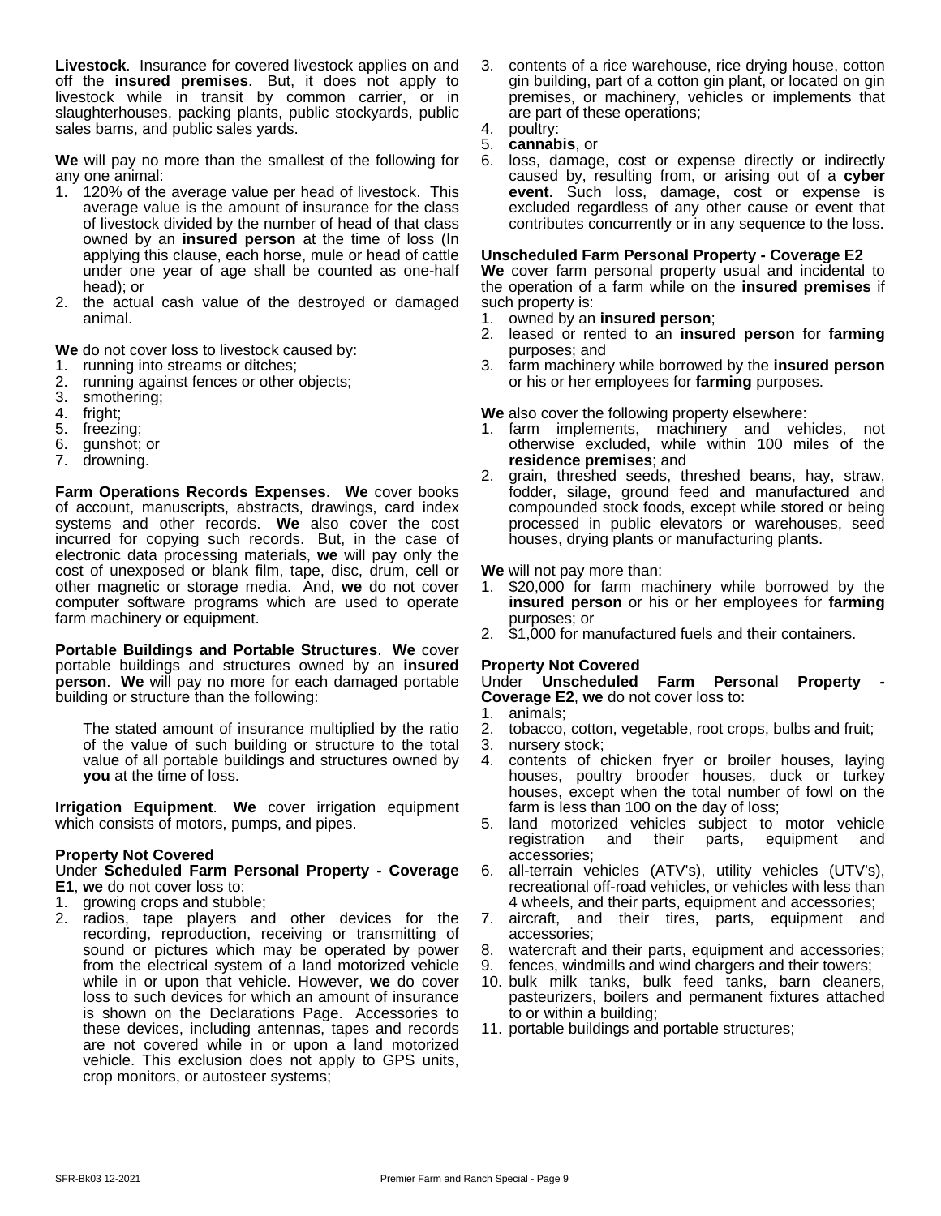**Livestock**. Insurance for covered livestock applies on and off the **insured premises**. But, it does not apply to livestock while in transit by common carrier, or in slaughterhouses, packing plants, public stockyards, public sales barns, and public sales yards.

**We** will pay no more than the smallest of the following for any one animal:

1. 120% of the average value per head of livestock. This average value is the amount of insurance for the class of livestock divided by the number of head of that class owned by an **insured person** at the time of loss (In applying this clause, each horse, mule or head of cattle under one year of age shall be counted as one-half head); or
2. the actual cash value of the destroyed or damaged animal.

**We** do not cover loss to livestock caused by:

1. running into streams or ditches;
2. running against fences or other objects;
3. smothering;
4. fright;
5. freezing;
6. gunshot; or
7. drowning.

**Farm Operations Records Expenses**. **We** cover books of account, manuscripts, abstracts, drawings, card index systems and other records. **We** also cover the cost incurred for copying such records. But, in the case of electronic data processing materials, **we** will pay only the cost of unexposed or blank film, tape, disc, drum, cell or other magnetic or storage media. And, **we** do not cover computer software programs which are used to operate farm machinery or equipment.

**Portable Buildings and Portable Structures**. **We** cover portable buildings and structures owned by an **insured person**. **We** will pay no more for each damaged portable building or structure than the following:

> The stated amount of insurance multiplied by the ratio of the value of such building or structure to the total value of all portable buildings and structures owned by **you** at the time of loss.

**Irrigation Equipment**. **We** cover irrigation equipment which consists of motors, pumps, and pipes.

**Property Not Covered**

Under **Scheduled Farm Personal Property - Coverage E1**, **we** do not cover loss to:

1. growing crops and stubble;
2. radios, tape players and other devices for the recording, reproduction, receiving or transmitting of sound or pictures which may be operated by power from the electrical system of a land motorized vehicle while in or upon that vehicle. However, **we** do cover loss to such devices for which an amount of insurance is shown on the Declarations Page. Accessories to these devices, including antennas, tapes and records are not covered while in or upon a land motorized vehicle. This exclusion does not apply to GPS units, crop monitors, or autosteer systems;
3. contents of a rice warehouse, rice drying house, cotton gin building, part of a cotton gin plant, or located on gin premises, or machinery, vehicles or implements that are part of these operations;
4. poultry:
5. **cannabis**, or
6. loss, damage, cost or expense directly or indirectly caused by, resulting from, or arising out of a **cyber event**. Such loss, damage, cost or expense is excluded regardless of any other cause or event that contributes concurrently or in any sequence to the loss.

**Unscheduled Farm Personal Property - Coverage E2**

**We** cover farm personal property usual and incidental to the operation of a farm while on the **insured premises** if such property is:

1. owned by an **insured person**;
2. leased or rented to an **insured person** for **farming** purposes; and
3. farm machinery while borrowed by the **insured person** or his or her employees for **farming** purposes.

**We** also cover the following property elsewhere:

1. farm implements, machinery and vehicles, not otherwise excluded, while within 100 miles of the **residence premises**; and
2. grain, threshed seeds, threshed beans, hay, straw, fodder, silage, ground feed and manufactured and compounded stock foods, except while stored or being processed in public elevators or warehouses, seed houses, drying plants or manufacturing plants.

**We** will not pay more than:

1. $20,000 for farm machinery while borrowed by the **insured person** or his or her employees for **farming** purposes; or
2. $1,000 for manufactured fuels and their containers.

**Property Not Covered**

Under **Unscheduled Farm Personal Property - Coverage E2**, **we** do not cover loss to:

1. animals;
2. tobacco, cotton, vegetable, root crops, bulbs and fruit;
3. nursery stock;
4. contents of chicken fryer or broiler houses, laying houses, poultry brooder houses, duck or turkey houses, except when the total number of fowl on the farm is less than 100 on the day of loss;
5. land motorized vehicles subject to motor vehicle registration and their parts, equipment and accessories;
6. all-terrain vehicles (ATV's), utility vehicles (UTV's), recreational off-road vehicles, or vehicles with less than 4 wheels, and their parts, equipment and accessories;
7. aircraft, and their tires, parts, equipment and accessories;
8. watercraft and their parts, equipment and accessories;
9. fences, windmills and wind chargers and their towers;
10. bulk milk tanks, bulk feed tanks, barn cleaners, pasteurizers, boilers and permanent fixtures attached to or within a building;
11. portable buildings and portable structures;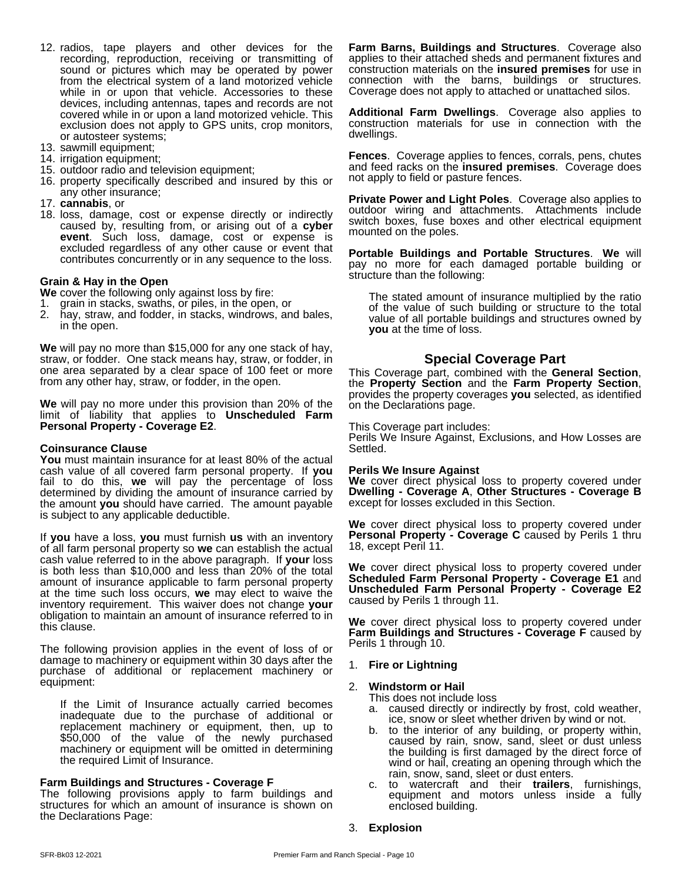12. radios, tape players and other devices for the recording, reproduction, receiving or transmitting of sound or pictures which may be operated by power from the electrical system of a land motorized vehicle while in or upon that vehicle. Accessories to these devices, including antennas, tapes and records are not covered while in or upon a land motorized vehicle. This exclusion does not apply to GPS units, crop monitors, or autosteer systems;
13. sawmill equipment;
14. irrigation equipment;
15. outdoor radio and television equipment;
16. property specifically described and insured by this or any other insurance;
17. **cannabis**, or
18. loss, damage, cost or expense directly or indirectly caused by, resulting from, or arising out of a **cyber event**. Such loss, damage, cost or expense is excluded regardless of any other cause or event that contributes concurrently or in any sequence to the loss.

**Grain & Hay in the Open**

**We** cover the following only against loss by fire:

1. grain in stacks, swaths, or piles, in the open, or
2. hay, straw, and fodder, in stacks, windrows, and bales, in the open.

**We** will pay no more than $15,000 for any one stack of hay, straw, or fodder. One stack means hay, straw, or fodder, in one area separated by a clear space of 100 feet or more from any other hay, straw, or fodder, in the open.

**We** will pay no more under this provision than 20% of the limit of liability that applies to **Unscheduled Farm Personal Property - Coverage E2**.

**Coinsurance Clause**

**You** must maintain insurance for at least 80% of the actual cash value of all covered farm personal property. If **you** fail to do this, **we** will pay the percentage of loss determined by dividing the amount of insurance carried by the amount **you** should have carried. The amount payable is subject to any applicable deductible.

If **you** have a loss, **you** must furnish **us** with an inventory of all farm personal property so **we** can establish the actual cash value referred to in the above paragraph. If **your** loss is both less than $10,000 and less than 20% of the total amount of insurance applicable to farm personal property at the time such loss occurs, **we** may elect to waive the inventory requirement. This waiver does not change **your** obligation to maintain an amount of insurance referred to in this clause.

The following provision applies in the event of loss of or damage to machinery or equipment within 30 days after the purchase of additional or replacement machinery or equipment:

> If the Limit of Insurance actually carried becomes inadequate due to the purchase of additional or replacement machinery or equipment, then, up to $50,000 of the value of the newly purchased machinery or equipment will be omitted in determining the required Limit of Insurance.

**Farm Buildings and Structures - Coverage F**

The following provisions apply to farm buildings and structures for which an amount of insurance is shown on the Declarations Page:

**Farm Barns, Buildings and Structures**. Coverage also applies to their attached sheds and permanent fixtures and construction materials on the **insured premises** for use in connection with the barns, buildings or structures. Coverage does not apply to attached or unattached silos.

**Additional Farm Dwellings**. Coverage also applies to construction materials for use in connection with the dwellings.

**Fences**. Coverage applies to fences, corrals, pens, chutes and feed racks on the **insured premises**. Coverage does not apply to field or pasture fences.

**Private Power and Light Poles**. Coverage also applies to outdoor wiring and attachments. Attachments include switch boxes, fuse boxes and other electrical equipment mounted on the poles.

**Portable Buildings and Portable Structures**. **We** will pay no more for each damaged portable building or structure than the following:

> The stated amount of insurance multiplied by the ratio of the value of such building or structure to the total value of all portable buildings and structures owned by **you** at the time of loss.

## Special Coverage Part

This Coverage part, combined with the **General Section**, the **Property Section** and the **Farm Property Section**, provides the property coverages **you** selected, as identified on the Declarations page.

This Coverage part includes:
Perils We Insure Against, Exclusions, and How Losses are Settled.

**Perils We Insure Against**

**We** cover direct physical loss to property covered under **Dwelling - Coverage A**, **Other Structures - Coverage B** except for losses excluded in this Section.

**We** cover direct physical loss to property covered under **Personal Property - Coverage C** caused by Perils 1 thru 18, except Peril 11.

**We** cover direct physical loss to property covered under **Scheduled Farm Personal Property - Coverage E1** and **Unscheduled Farm Personal Property - Coverage E2** caused by Perils 1 through 11.

**We** cover direct physical loss to property covered under **Farm Buildings and Structures - Coverage F** caused by Perils 1 through 10.

1. **Fire or Lightning**
2. **Windstorm or Hail**
   This does not include loss
   a. caused directly or indirectly by frost, cold weather, ice, snow or sleet whether driven by wind or not.
   b. to the interior of any building, or property within, caused by rain, snow, sand, sleet or dust unless the building is first damaged by the direct force of wind or hail, creating an opening through which the rain, snow, sand, sleet or dust enters.
   c. to watercraft and their **trailers**, furnishings, equipment and motors unless inside a fully enclosed building.
3. **Explosion**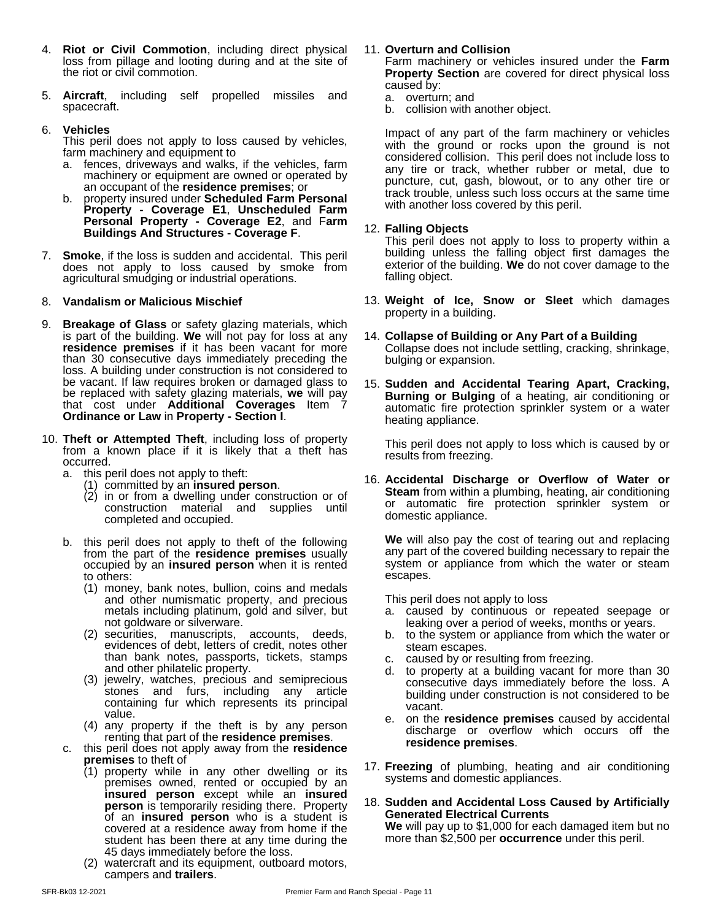4. **Riot or Civil Commotion**, including direct physical loss from pillage and looting during and at the site of the riot or civil commotion.

5. **Aircraft**, including self propelled missiles and spacecraft.

6. **Vehicles**
   This peril does not apply to loss caused by vehicles, farm machinery and equipment to
   a. fences, driveways and walks, if the vehicles, farm machinery or equipment are owned or operated by an occupant of the **residence premises**; or
   b. property insured under **Scheduled Farm Personal Property - Coverage E1**, **Unscheduled Farm Personal Property - Coverage E2**, and F**arm Buildings And Structures - Coverage F**.

7. **Smoke**, if the loss is sudden and accidental. This peril does not apply to loss caused by smoke from agricultural smudging or industrial operations.

8. **Vandalism or Malicious Mischief**

9. **Breakage of Glass** or safety glazing materials, which is part of the building. **We** will not pay for loss at any **residence premises** if it has been vacant for more than 30 consecutive days immediately preceding the loss. A building under construction is not considered to be vacant. If law requires broken or damaged glass to be replaced with safety glazing materials, **we** will pay that cost under **Additional Coverages** Item 7 **Ordinance or Law** in **Property - Section I**.

10. **Theft or Attempted Theft**, including loss of property from a known place if it is likely that a theft has occurred.
    a. this peril does not apply to theft:
       (1) committed by an **insured person**.
       (2) in or from a dwelling under construction or of construction material and supplies until completed and occupied.
    b. this peril does not apply to theft of the following from the part of the **residence premises** usually occupied by an **insured person** when it is rented to others:
       (1) money, bank notes, bullion, coins and medals and other numismatic property, and precious metals including platinum, gold and silver, but not goldware or silverware.
       (2) securities, manuscripts, accounts, deeds, evidences of debt, letters of credit, notes other than bank notes, passports, tickets, stamps and other philatelic property.
       (3) jewelry, watches, precious and semiprecious stones and furs, including any article containing fur which represents its principal value.
       (4) any property if the theft is by any person renting that part of the **residence premises**.
    c. this peril does not apply away from the **residence premises** to theft of
       (1) property while in any other dwelling or its premises owned, rented or occupied by an **insured person** except while an **insured person** is temporarily residing there. Property of an **insured person** who is a student is covered at a residence away from home if the student has been there at any time during the 45 days immediately before the loss.
       (2) watercraft and its equipment, outboard motors, campers and **trailers**.

11. **Overturn and Collision**
    Farm machinery or vehicles insured under the **Farm Property Section** are covered for direct physical loss caused by:
    a. overturn; and
    b. collision with another object.

    Impact of any part of the farm machinery or vehicles with the ground or rocks upon the ground is not considered collision. This peril does not include loss to any tire or track, whether rubber or metal, due to puncture, cut, gash, blowout, or to any other tire or track trouble, unless such loss occurs at the same time with another loss covered by this peril.

12. **Falling Objects**
    This peril does not apply to loss to property within a building unless the falling object first damages the exterior of the building. **We** do not cover damage to the falling object.

13. **Weight of Ice, Snow or Sleet** which damages property in a building.

14. **Collapse of Building or Any Part of a Building**
    Collapse does not include settling, cracking, shrinkage, bulging or expansion.

15. **Sudden and Accidental Tearing Apart, Cracking, Burning or Bulging** of a heating, air conditioning or automatic fire protection sprinkler system or a water heating appliance.

    This peril does not apply to loss which is caused by or results from freezing.

16. **Accidental Discharge or Overflow of Water or Steam** from within a plumbing, heating, air conditioning or automatic fire protection sprinkler system or domestic appliance.

    **We** will also pay the cost of tearing out and replacing any part of the covered building necessary to repair the system or appliance from which the water or steam escapes.

    This peril does not apply to loss
    a. caused by continuous or repeated seepage or leaking over a period of weeks, months or years.
    b. to the system or appliance from which the water or steam escapes.
    c. caused by or resulting from freezing.
    d. to property at a building vacant for more than 30 consecutive days immediately before the loss. A building under construction is not considered to be vacant.
    e. on the **residence premises** caused by accidental discharge or overflow which occurs off the **residence premises**.

17. **Freezing** of plumbing, heating and air conditioning systems and domestic appliances.

18. **Sudden and Accidental Loss Caused by Artificially Generated Electrical Currents**
    **We** will pay up to $1,000 for each damaged item but no more than $2,500 per **occurrence** under this peril.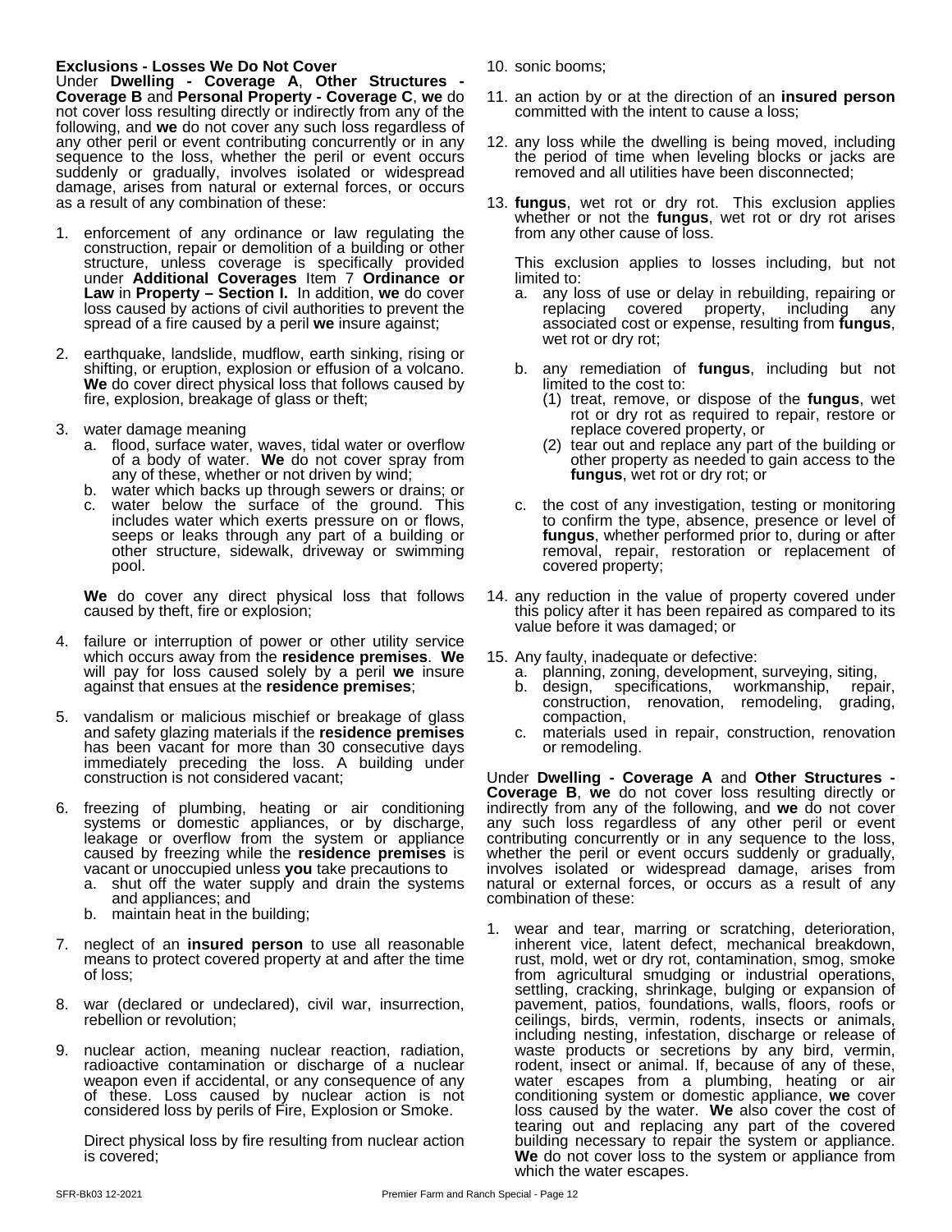**Exclusions - Losses We Do Not Cover**

Under **Dwelling - Coverage A**, **Other Structures - Coverage B** and **Personal Property - Coverage C**, **we** do not cover loss resulting directly or indirectly from any of the following, and **we** do not cover any such loss regardless of any other peril or event contributing concurrently or in any sequence to the loss, whether the peril or event occurs suddenly or gradually, involves isolated or widespread damage, arises from natural or external forces, or occurs as a result of any combination of these:

1. enforcement of any ordinance or law regulating the construction, repair or demolition of a building or other structure, unless coverage is specifically provided under **Additional Coverages** Item 7 **Ordinance or Law** in **Property – Section I.** In addition, **we** do cover loss caused by actions of civil authorities to prevent the spread of a fire caused by a peril **we** insure against;

2. earthquake, landslide, mudflow, earth sinking, rising or shifting, or eruption, explosion or effusion of a volcano. **We** do cover direct physical loss that follows caused by fire, explosion, breakage of glass or theft;

3. water damage meaning
   a. flood, surface water, waves, tidal water or overflow of a body of water. **We** do not cover spray from any of these, whether or not driven by wind;
   b. water which backs up through sewers or drains; or
   c. water below the surface of the ground. This includes water which exerts pressure on or flows, seeps or leaks through any part of a building or other structure, sidewalk, driveway or swimming pool.

   **We** do cover any direct physical loss that follows caused by theft, fire or explosion;

4. failure or interruption of power or other utility service which occurs away from the **residence premises**. **We** will pay for loss caused solely by a peril **we** insure against that ensues at the **residence premises**;

5. vandalism or malicious mischief or breakage of glass and safety glazing materials if the **residence premises** has been vacant for more than 30 consecutive days immediately preceding the loss. A building under construction is not considered vacant;

6. freezing of plumbing, heating or air conditioning systems or domestic appliances, or by discharge, leakage or overflow from the system or appliance caused by freezing while the **residence premises** is vacant or unoccupied unless **you** take precautions to
   a. shut off the water supply and drain the systems and appliances; and
   b. maintain heat in the building;

7. neglect of an **insured person** to use all reasonable means to protect covered property at and after the time of loss;

8. war (declared or undeclared), civil war, insurrection, rebellion or revolution;

9. nuclear action, meaning nuclear reaction, radiation, radioactive contamination or discharge of a nuclear weapon even if accidental, or any consequence of any of these. Loss caused by nuclear action is not considered loss by perils of Fire, Explosion or Smoke.

   Direct physical loss by fire resulting from nuclear action is covered;

10. sonic booms;

11. an action by or at the direction of an **insured person** committed with the intent to cause a loss;

12. any loss while the dwelling is being moved, including the period of time when leveling blocks or jacks are removed and all utilities have been disconnected;

13. **fungus**, wet rot or dry rot. This exclusion applies whether or not the **fungus**, wet rot or dry rot arises from any other cause of loss.

    This exclusion applies to losses including, but not limited to:
    a. any loss of use or delay in rebuilding, repairing or replacing covered property, including any associated cost or expense, resulting from **fungus**, wet rot or dry rot;
    b. any remediation of **fungus**, including but not limited to the cost to:
       (1) treat, remove, or dispose of the **fungus**, wet rot or dry rot as required to repair, restore or replace covered property, or
       (2) tear out and replace any part of the building or other property as needed to gain access to the **fungus**, wet rot or dry rot; or
    c. the cost of any investigation, testing or monitoring to confirm the type, absence, presence or level of **fungus**, whether performed prior to, during or after removal, repair, restoration or replacement of covered property;

14. any reduction in the value of property covered under this policy after it has been repaired as compared to its value before it was damaged; or

15. Any faulty, inadequate or defective:
    a. planning, zoning, development, surveying, siting,
    b. design, specifications, workmanship, repair, construction, renovation, remodeling, grading, compaction,
    c. materials used in repair, construction, renovation or remodeling.

Under **Dwelling - Coverage A** and **Other Structures - Coverage B**, **we** do not cover loss resulting directly or indirectly from any of the following, and **we** do not cover any such loss regardless of any other peril or event contributing concurrently or in any sequence to the loss, whether the peril or event occurs suddenly or gradually, involves isolated or widespread damage, arises from natural or external forces, or occurs as a result of any combination of these:

1. wear and tear, marring or scratching, deterioration, inherent vice, latent defect, mechanical breakdown, rust, mold, wet or dry rot, contamination, smog, smoke from agricultural smudging or industrial operations, settling, cracking, shrinkage, bulging or expansion of pavement, patios, foundations, walls, floors, roofs or ceilings, birds, vermin, rodents, insects or animals, including nesting, infestation, discharge or release of waste products or secretions by any bird, vermin, rodent, insect or animal. If, because of any of these, water escapes from a plumbing, heating or air conditioning system or domestic appliance, **we** cover loss caused by the water. **We** also cover the cost of tearing out and replacing any part of the covered building necessary to repair the system or appliance. **We** do not cover loss to the system or appliance from which the water escapes.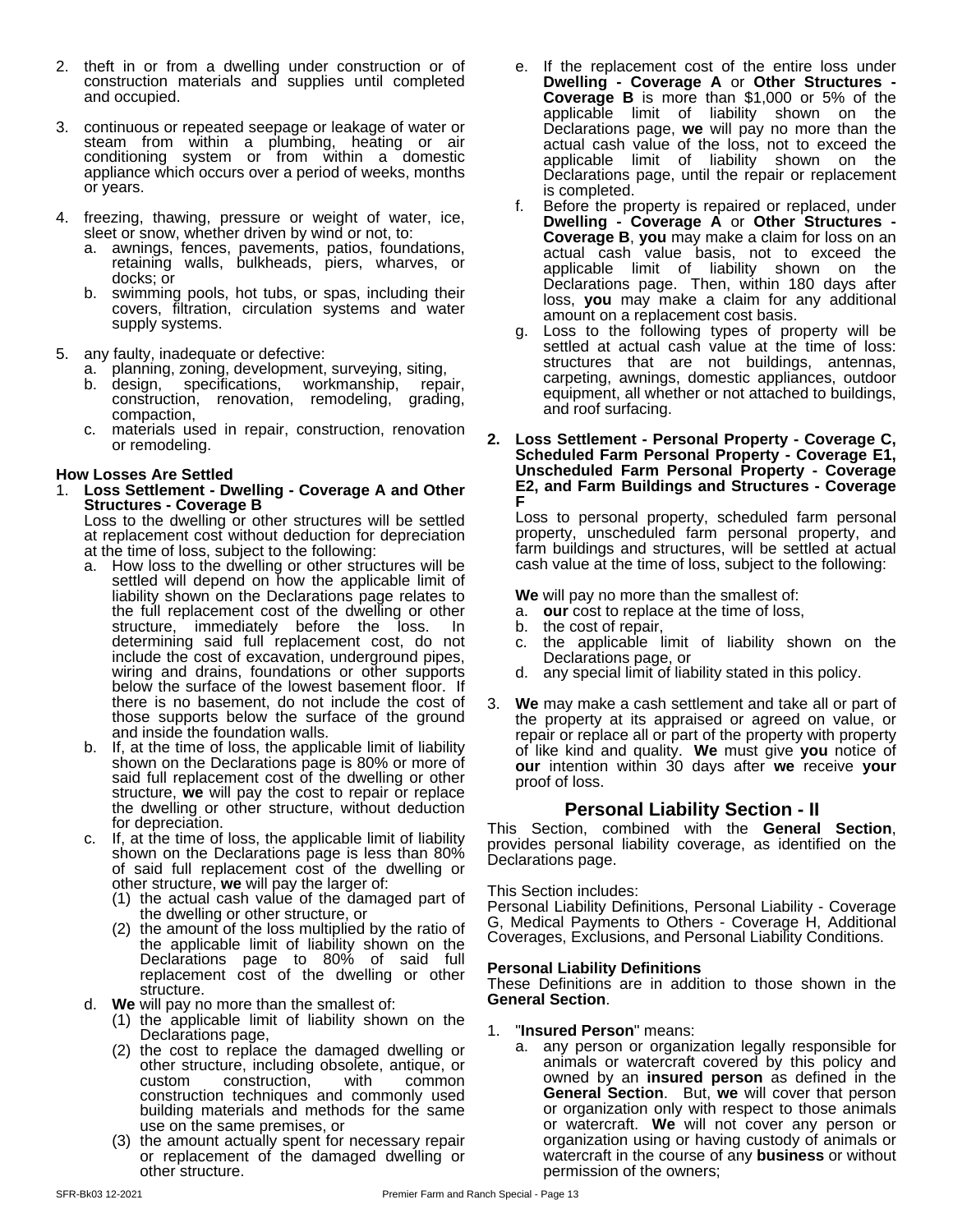2. theft in or from a dwelling under construction or of construction materials and supplies until completed and occupied.

3. continuous or repeated seepage or leakage of water or steam from within a plumbing, heating or air conditioning system or from within a domestic appliance which occurs over a period of weeks, months or years.

4. freezing, thawing, pressure or weight of water, ice, sleet or snow, whether driven by wind or not, to:
   a. awnings, fences, pavements, patios, foundations, retaining walls, bulkheads, piers, wharves, or docks; or
   b. swimming pools, hot tubs, or spas, including their covers, filtration, circulation systems and water supply systems.

5. any faulty, inadequate or defective:
   a. planning, zoning, development, surveying, siting,
   b. design, specifications, workmanship, repair, construction, renovation, remodeling, grading, compaction,
   c. materials used in repair, construction, renovation or remodeling.

**How Losses Are Settled**

1. **Loss Settlement - Dwelling - Coverage A and Other Structures - Coverage B**

   Loss to the dwelling or other structures will be settled at replacement cost without deduction for depreciation at the time of loss, subject to the following:

   a. How loss to the dwelling or other structures will be settled will depend on how the applicable limit of liability shown on the Declarations page relates to the full replacement cost of the dwelling or other structure, immediately before the loss. In determining said full replacement cost, do not include the cost of excavation, underground pipes, wiring and drains, foundations or other supports below the surface of the lowest basement floor. If there is no basement, do not include the cost of those supports below the surface of the ground and inside the foundation walls.
   b. If, at the time of loss, the applicable limit of liability shown on the Declarations page is 80% or more of said full replacement cost of the dwelling or other structure, **we** will pay the cost to repair or replace the dwelling or other structure, without deduction for depreciation.
   c. If, at the time of loss, the applicable limit of liability shown on the Declarations page is less than 80% of said full replacement cost of the dwelling or other structure, **we** will pay the larger of:
      (1) the actual cash value of the damaged part of the dwelling or other structure, or
      (2) the amount of the loss multiplied by the ratio of the applicable limit of liability shown on the Declarations page to 80% of said full replacement cost of the dwelling or other structure.
   d. **We** will pay no more than the smallest of:
      (1) the applicable limit of liability shown on the Declarations page,
      (2) the cost to replace the damaged dwelling or other structure, including obsolete, antique, or custom construction, with common construction techniques and commonly used building materials and methods for the same use on the same premises, or
      (3) the amount actually spent for necessary repair or replacement of the damaged dwelling or other structure.
   e. If the replacement cost of the entire loss under **Dwelling - Coverage A** or **Other Structures - Coverage B** is more than $1,000 or 5% of the applicable limit of liability shown on the Declarations page, **we** will pay no more than the actual cash value of the loss, not to exceed the applicable limit of liability shown on the Declarations page, until the repair or replacement is completed.
   f. Before the property is repaired or replaced, under **Dwelling - Coverage A** or **Other Structures - Coverage B**, **you** may make a claim for loss on an actual cash value basis, not to exceed the applicable limit of liability shown on the Declarations page. Then, within 180 days after loss, **you** may make a claim for any additional amount on a replacement cost basis.
   g. Loss to the following types of property will be settled at actual cash value at the time of loss: structures that are not buildings, antennas, carpeting, awnings, domestic appliances, outdoor equipment, all whether or not attached to buildings, and roof surfacing.

2. **Loss Settlement - Personal Property - Coverage C, Scheduled Farm Personal Property - Coverage E1, Unscheduled Farm Personal Property - Coverage E2, and Farm Buildings and Structures - Coverage F**

   Loss to personal property, scheduled farm personal property, unscheduled farm personal property, and farm buildings and structures, will be settled at actual cash value at the time of loss, subject to the following:

   **We** will pay no more than the smallest of:
   a. **our** cost to replace at the time of loss,
   b. the cost of repair,
   c. the applicable limit of liability shown on the Declarations page, or
   d. any special limit of liability stated in this policy.

3. **We** may make a cash settlement and take all or part of the property at its appraised or agreed on value, or repair or replace all or part of the property with property of like kind and quality. **We** must give **you** notice of **our** intention within 30 days after **we** receive **your** proof of loss.

## Personal Liability Section - II

This Section, combined with the **General Section**, provides personal liability coverage, as identified on the Declarations page.

This Section includes:
Personal Liability Definitions, Personal Liability - Coverage G, Medical Payments to Others - Coverage H, Additional Coverages, Exclusions, and Personal Liability Conditions.

**Personal Liability Definitions**

These Definitions are in addition to those shown in the **General Section**.

1. "**Insured Person**" means:
   a. any person or organization legally responsible for animals or watercraft covered by this policy and owned by an **insured person** as defined in the **General Section**. But, **we** will cover that person or organization only with respect to those animals or watercraft. **We** will not cover any person or organization using or having custody of animals or watercraft in the course of any **business** or without permission of the owners;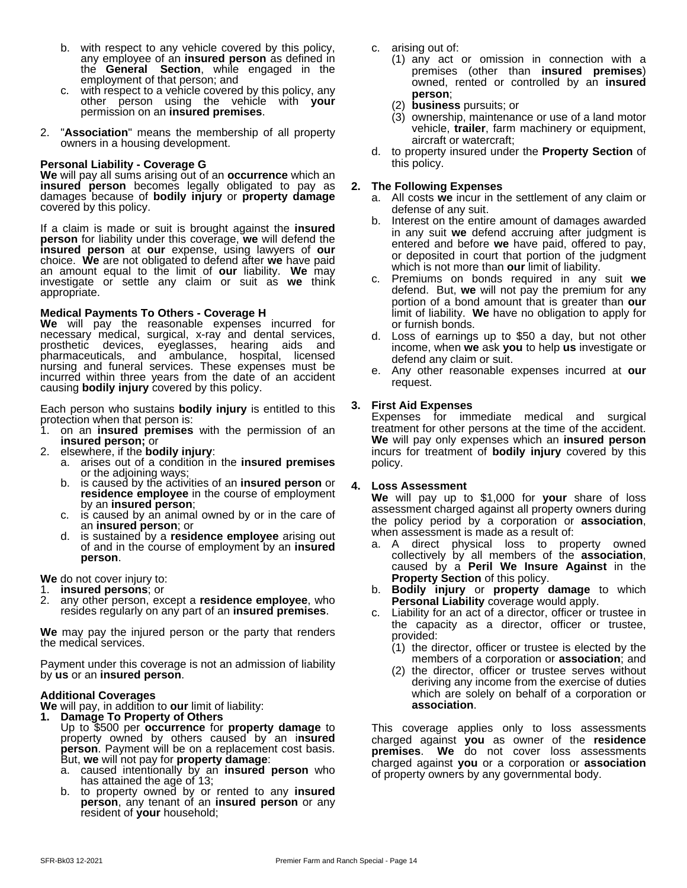b. with respect to any vehicle covered by this policy, any employee of an **insured person** as defined in the **General Section**, while engaged in the employment of that person; and
c. with respect to a vehicle covered by this policy, any other person using the vehicle with **your** permission on an **insured premises**.

2. "**Association**" means the membership of all property owners in a housing development.

**Personal Liability - Coverage G**
**We** will pay all sums arising out of an **occurrence** which an **insured person** becomes legally obligated to pay as damages because of **bodily injury** or **property damage** covered by this policy.

If a claim is made or suit is brought against the **insured person** for liability under this coverage, **we** will defend the **insured person** at **our** expense, using lawyers of **our** choice. **We** are not obligated to defend after **we** have paid an amount equal to the limit of **our** liability. **We** may investigate or settle any claim or suit as **we** think appropriate.

**Medical Payments To Others - Coverage H**
**We** will pay the reasonable expenses incurred for necessary medical, surgical, x-ray and dental services, prosthetic devices, eyeglasses, hearing aids and pharmaceuticals, and ambulance, hospital, licensed nursing and funeral services. These expenses must be incurred within three years from the date of an accident causing **bodily injury** covered by this policy.

Each person who sustains **bodily injury** is entitled to this protection when that person is:
1. on an **insured premises** with the permission of an **insured person;** or
2. elsewhere, if the **bodily injury**:
   a. arises out of a condition in the **insured premises** or the adjoining ways;
   b. is caused by the activities of an **insured person** or **residence employee** in the course of employment by an **insured person**;
   c. is caused by an animal owned by or in the care of an **insured person**; or
   d. is sustained by a **residence employee** arising out of and in the course of employment by an **insured person**.

**We** do not cover injury to:
1. **insured persons**; or
2. any other person, except a **residence employee**, who resides regularly on any part of an **insured premises**.

**We** may pay the injured person or the party that renders the medical services.

Payment under this coverage is not an admission of liability by **us** or an **insured person**.

**Additional Coverages**
**We** will pay, in addition to **our** limit of liability:
1. **Damage To Property of Others**
   Up to $500 per **occurrence** for **property damage** to property owned by others caused by an **insured person**. Payment will be on a replacement cost basis. But, **we** will not pay for **property damage**:
   a. caused intentionally by an **insured person** who has attained the age of 13;
   b. to property owned by or rented to any **insured person**, any tenant of an **insured person** or any resident of **your** household;
   c. arising out of:
      (1) any act or omission in connection with a premises (other than **insured premises**) owned, rented or controlled by an **insured person**;
      (2) **business** pursuits; or
      (3) ownership, maintenance or use of a land motor vehicle, **trailer**, farm machinery or equipment, aircraft or watercraft;
   d. to property insured under the **Property Section** of this policy.

2. **The Following Expenses**
   a. All costs **we** incur in the settlement of any claim or defense of any suit.
   b. Interest on the entire amount of damages awarded in any suit **we** defend accruing after judgment is entered and before **we** have paid, offered to pay, or deposited in court that portion of the judgment which is not more than **our** limit of liability.
   c. Premiums on bonds required in any suit **we** defend. But, **we** will not pay the premium for any portion of a bond amount that is greater than **our** limit of liability. **We** have no obligation to apply for or furnish bonds.
   d. Loss of earnings up to $50 a day, but not other income, when **we** ask **you** to help **us** investigate or defend any claim or suit.
   e. Any other reasonable expenses incurred at **our** request.

3. **First Aid Expenses**
   Expenses for immediate medical and surgical treatment for other persons at the time of the accident. **We** will pay only expenses which an **insured person** incurs for treatment of **bodily injury** covered by this policy.

4. **Loss Assessment**
   **We** will pay up to $1,000 for **your** share of loss assessment charged against all property owners during the policy period by a corporation or **association**, when assessment is made as a result of:
   a. A direct physical loss to property owned collectively by all members of the **association**, caused by a **Peril We Insure Against** in the **Property Section** of this policy.
   b. **Bodily injury** or **property damage** to which **Personal Liability** coverage would apply.
   c. Liability for an act of a director, officer or trustee in the capacity as a director, officer or trustee, provided:
      (1) the director, officer or trustee is elected by the members of a corporation or **association**; and
      (2) the director, officer or trustee serves without deriving any income from the exercise of duties which are solely on behalf of a corporation or **association**.

   This coverage applies only to loss assessments charged against **you** as owner of the **residence premises**. **We** do not cover loss assessments charged against **you** or a corporation or **association** of property owners by any governmental body.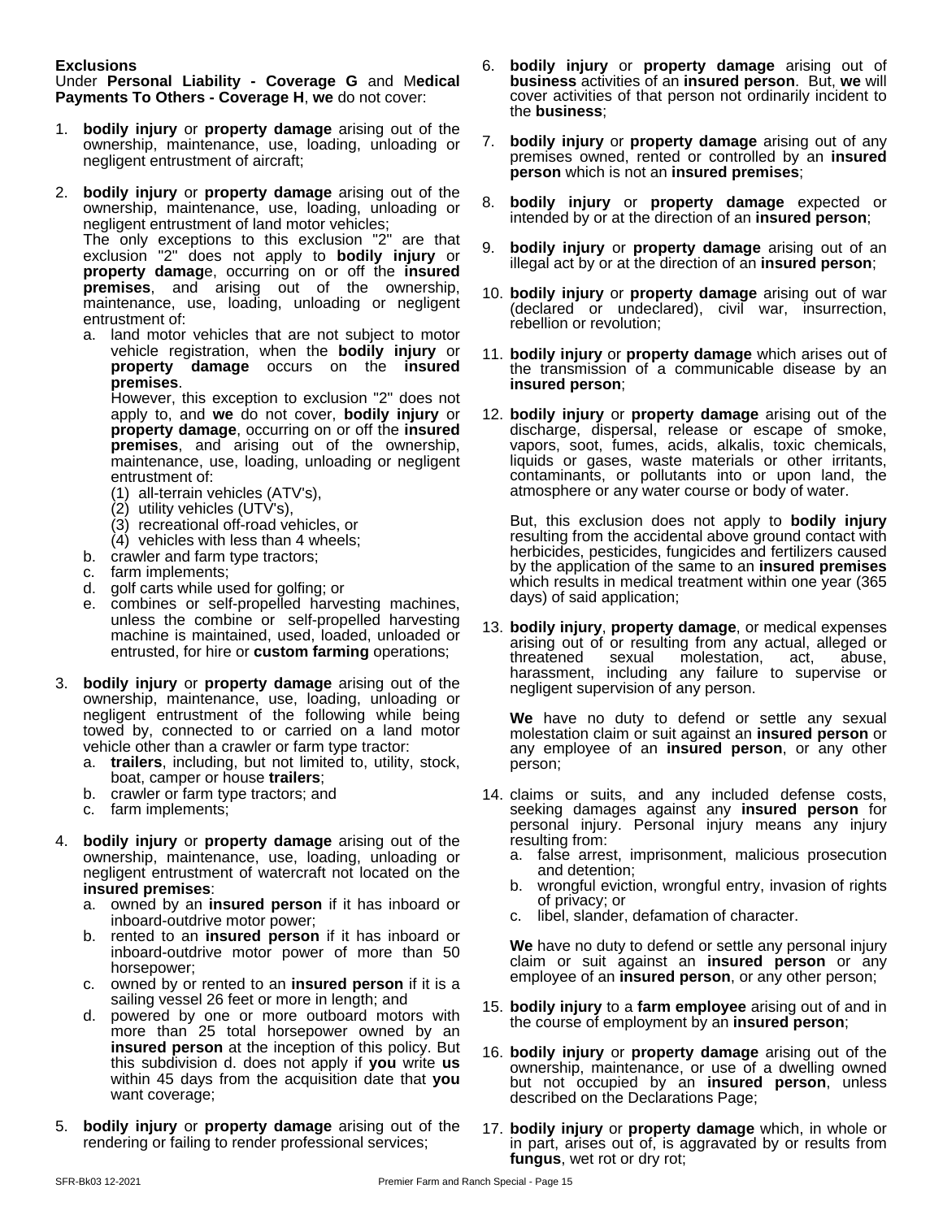### Exclusions

Under **Personal Liability - Coverage G** and M**edical Payments To Others - Coverage H**, **we** do not cover:

1. **bodily injury** or **property damage** arising out of the ownership, maintenance, use, loading, unloading or negligent entrustment of aircraft;

2. **bodily injury** or **property damage** arising out of the ownership, maintenance, use, loading, unloading or negligent entrustment of land motor vehicles;
   The only exceptions to this exclusion "2" are that exclusion "2" does not apply to **bodily injury** or **property damag**e, occurring on or off the **insured premises**, and arising out of the ownership, maintenance, use, loading, unloading or negligent entrustment of:
   a. land motor vehicles that are not subject to motor vehicle registration, when the **bodily injury** or **property damage** occurs on the **insured premises**.
      However, this exception to exclusion "2" does not apply to, and **we** do not cover, **bodily injury** or **property damage**, occurring on or off the **insured premises**, and arising out of the ownership, maintenance, use, loading, unloading or negligent entrustment of:
      (1) all-terrain vehicles (ATV's),
      (2) utility vehicles (UTV's),
      (3) recreational off-road vehicles, or
      (4) vehicles with less than 4 wheels;
   b. crawler and farm type tractors;
   c. farm implements;
   d. golf carts while used for golfing; or
   e. combines or self-propelled harvesting machines, unless the combine or self-propelled harvesting machine is maintained, used, loaded, unloaded or entrusted, for hire or **custom farming** operations;

3. **bodily injury** or **property damage** arising out of the ownership, maintenance, use, loading, unloading or negligent entrustment of the following while being towed by, connected to or carried on a land motor vehicle other than a crawler or farm type tractor:
   a. **trailers**, including, but not limited to, utility, stock, boat, camper or house **trailers**;
   b. crawler or farm type tractors; and
   c. farm implements;

4. **bodily injury** or **property damage** arising out of the ownership, maintenance, use, loading, unloading or negligent entrustment of watercraft not located on the **insured premises**:
   a. owned by an **insured person** if it has inboard or inboard-outdrive motor power;
   b. rented to an **insured person** if it has inboard or inboard-outdrive motor power of more than 50 horsepower;
   c. owned by or rented to an **insured person** if it is a sailing vessel 26 feet or more in length; and
   d. powered by one or more outboard motors with more than 25 total horsepower owned by an **insured person** at the inception of this policy. But this subdivision d. does not apply if **you** write **us** within 45 days from the acquisition date that **you** want coverage;

5. **bodily injury** or **property damage** arising out of the rendering or failing to render professional services;

6. **bodily injury** or **property damage** arising out of **business** activities of an **insured person**. But, **we** will cover activities of that person not ordinarily incident to the **business**;

7. **bodily injury** or **property damage** arising out of any premises owned, rented or controlled by an **insured person** which is not an **insured premises**;

8. **bodily injury** or **property damage** expected or intended by or at the direction of an **insured person**;

9. **bodily injury** or **property damage** arising out of an illegal act by or at the direction of an **insured person**;

10. **bodily injury** or **property damage** arising out of war (declared or undeclared), civil war, insurrection, rebellion or revolution;

11. **bodily injury** or **property damage** which arises out of the transmission of a communicable disease by an **insured person**;

12. **bodily injury** or **property damage** arising out of the discharge, dispersal, release or escape of smoke, vapors, soot, fumes, acids, alkalis, toxic chemicals, liquids or gases, waste materials or other irritants, contaminants, or pollutants into or upon land, the atmosphere or any water course or body of water.

    But, this exclusion does not apply to **bodily injury** resulting from the accidental above ground contact with herbicides, pesticides, fungicides and fertilizers caused by the application of the same to an **insured premises** which results in medical treatment within one year (365 days) of said application;

13. **bodily injury**, **property damage**, or medical expenses arising out of or resulting from any actual, alleged or threatened sexual molestation, act, abuse, harassment, including any failure to supervise or negligent supervision of any person.

    **We** have no duty to defend or settle any sexual molestation claim or suit against an **insured person** or any employee of an **insured person**, or any other person;

14. claims or suits, and any included defense costs, seeking damages against any **insured person** for personal injury. Personal injury means any injury resulting from:
    a. false arrest, imprisonment, malicious prosecution and detention;
    b. wrongful eviction, wrongful entry, invasion of rights of privacy; or
    c. libel, slander, defamation of character.

    **We** have no duty to defend or settle any personal injury claim or suit against an **insured person** or any employee of an **insured person**, or any other person;

15. **bodily injury** to a **farm employee** arising out of and in the course of employment by an **insured person**;

16. **bodily injury** or **property damage** arising out of the ownership, maintenance, or use of a dwelling owned but not occupied by an **insured person**, unless described on the Declarations Page;

17. **bodily injury** or **property damage** which, in whole or in part, arises out of, is aggravated by or results from **fungus**, wet rot or dry rot;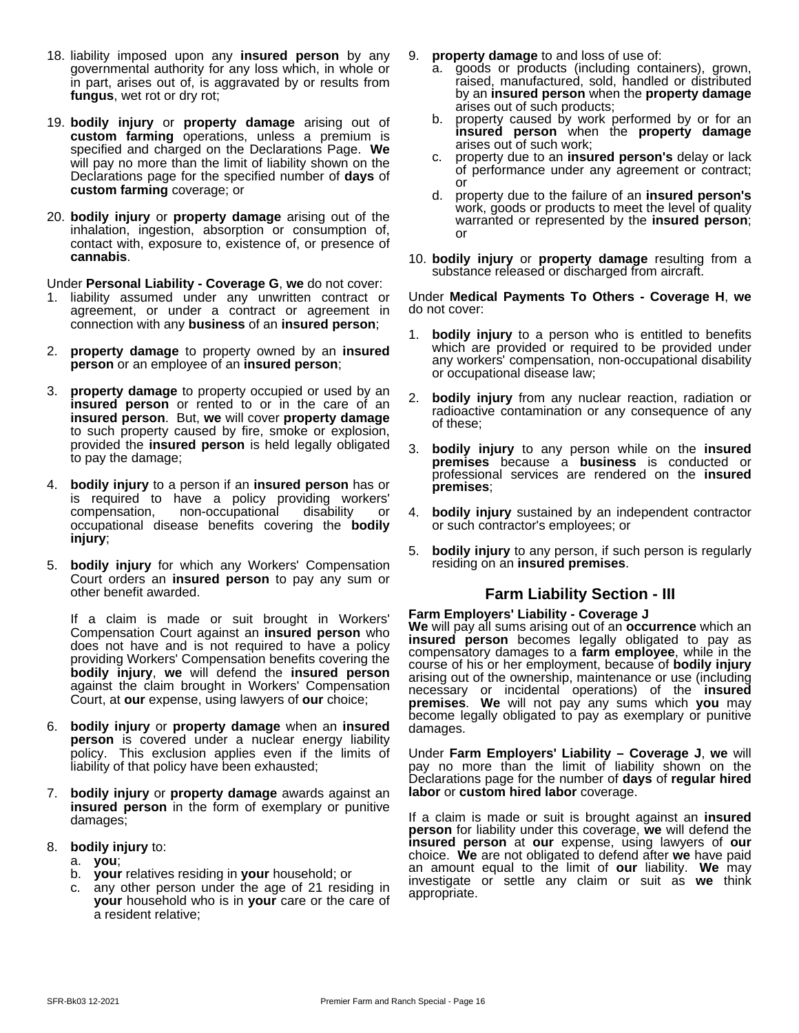18. liability imposed upon any **insured person** by any governmental authority for any loss which, in whole or in part, arises out of, is aggravated by or results from **fungus**, wet rot or dry rot;

19. **bodily injury** or **property damage** arising out of **custom farming** operations, unless a premium is specified and charged on the Declarations Page. **We** will pay no more than the limit of liability shown on the Declarations page for the specified number of **days** of **custom farming** coverage; or

20. **bodily injury** or **property damage** arising out of the inhalation, ingestion, absorption or consumption of, contact with, exposure to, existence of, or presence of **cannabis**.

Under **Personal Liability - Coverage G**, **we** do not cover:

1. liability assumed under any unwritten contract or agreement, or under a contract or agreement in connection with any **business** of an **insured person**;

2. **property damage** to property owned by an **insured person** or an employee of an **insured person**;

3. **property damage** to property occupied or used by an **insured person** or rented to or in the care of an **insured person**. But, **we** will cover **property damage** to such property caused by fire, smoke or explosion, provided the **insured person** is held legally obligated to pay the damage;

4. **bodily injury** to a person if an **insured person** has or is required to have a policy providing workers' compensation, non-occupational disability or occupational disease benefits covering the **bodily injury**;

5. **bodily injury** for which any Workers' Compensation Court orders an **insured person** to pay any sum or other benefit awarded.

   If a claim is made or suit brought in Workers' Compensation Court against an **insured person** who does not have and is not required to have a policy providing Workers' Compensation benefits covering the **bodily injury**, **we** will defend the **insured person** against the claim brought in Workers' Compensation Court, at **our** expense, using lawyers of **our** choice;

6. **bodily injury** or **property damage** when an **insured person** is covered under a nuclear energy liability policy. This exclusion applies even if the limits of liability of that policy have been exhausted;

7. **bodily injury** or **property damage** awards against an **insured person** in the form of exemplary or punitive damages;

8. **bodily injury** to:
   a. **you**;
   b. **your** relatives residing in **your** household; or
   c. any other person under the age of 21 residing in **your** household who is in **your** care or the care of a resident relative;

9. **property damage** to and loss of use of:
   a. goods or products (including containers), grown, raised, manufactured, sold, handled or distributed by an **insured person** when the **property damage** arises out of such products;
   b. property caused by work performed by or for an **insured person** when the **property damage** arises out of such work;
   c. property due to an **insured person's** delay or lack of performance under any agreement or contract; or
   d. property due to the failure of an **insured person's** work, goods or products to meet the level of quality warranted or represented by the **insured person**; or

10. **bodily injury** or **property damage** resulting from a substance released or discharged from aircraft.

Under **Medical Payments To Others - Coverage H**, **we** do not cover:

1. **bodily injury** to a person who is entitled to benefits which are provided or required to be provided under any workers' compensation, non-occupational disability or occupational disease law;

2. **bodily injury** from any nuclear reaction, radiation or radioactive contamination or any consequence of any of these;

3. **bodily injury** to any person while on the **insured premises** because a **business** is conducted or professional services are rendered on the **insured premises**;

4. **bodily injury** sustained by an independent contractor or such contractor's employees; or

5. **bodily injury** to any person, if such person is regularly residing on an **insured premises**.

## Farm Liability Section - III

**Farm Employers' Liability - Coverage J**

**We** will pay all sums arising out of an **occurrence** which an **insured person** becomes legally obligated to pay as compensatory damages to a **farm employee**, while in the course of his or her employment, because of **bodily injury** arising out of the ownership, maintenance or use (including necessary or incidental operations) of the **insured premises**. **We** will not pay any sums which **you** may become legally obligated to pay as exemplary or punitive damages.

Under **Farm Employers' Liability – Coverage J**, **we** will pay no more than the limit of liability shown on the Declarations page for the number of **days** of **regular hired labor** or **custom hired labor** coverage.

If a claim is made or suit is brought against an **insured person** for liability under this coverage, **we** will defend the **insured person** at **our** expense, using lawyers of **our** choice. **We** are not obligated to defend after **we** have paid an amount equal to the limit of **our** liability. **We** may investigate or settle any claim or suit as **we** think appropriate.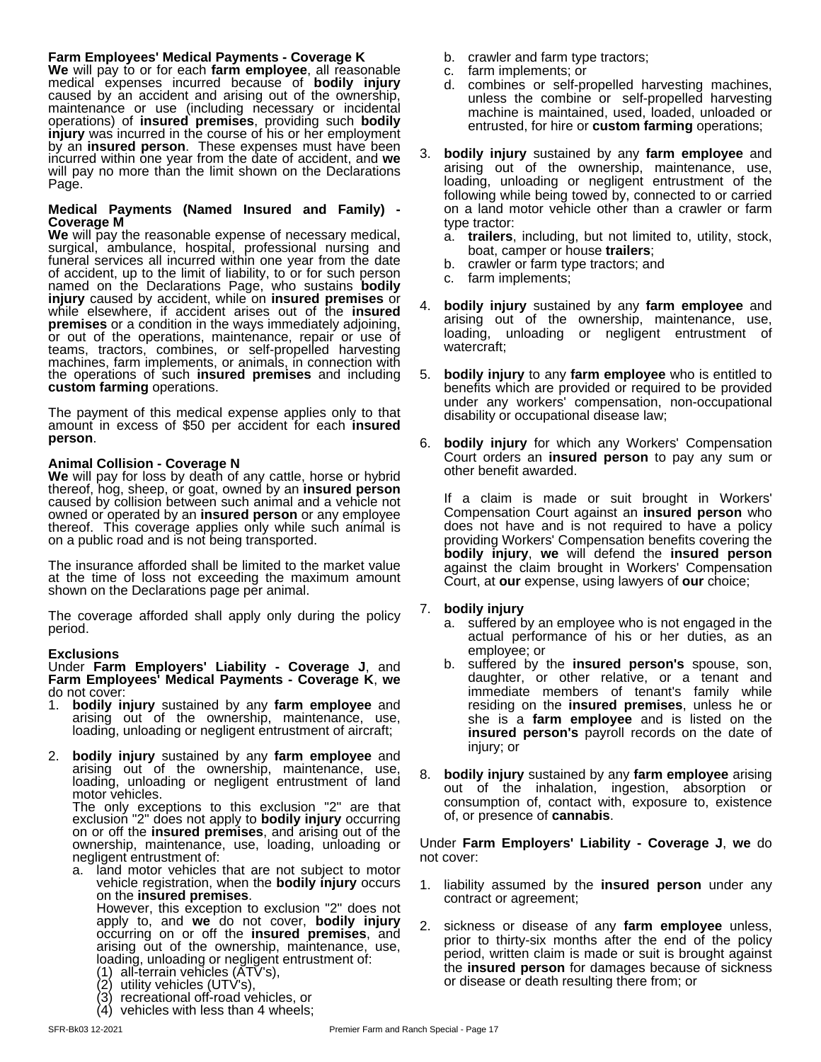**Farm Employees' Medical Payments - Coverage K**
**We** will pay to or for each **farm employee**, all reasonable medical expenses incurred because of **bodily injury** caused by an accident and arising out of the ownership, maintenance or use (including necessary or incidental operations) of **insured premises**, providing such **bodily injury** was incurred in the course of his or her employment by an **insured person**. These expenses must have been incurred within one year from the date of accident, and **we** will pay no more than the limit shown on the Declarations Page.

**Medical Payments (Named Insured and Family) - Coverage M**
**We** will pay the reasonable expense of necessary medical, surgical, ambulance, hospital, professional nursing and funeral services all incurred within one year from the date of accident, up to the limit of liability, to or for such person named on the Declarations Page, who sustains **bodily injury** caused by accident, while on **insured premises** or while elsewhere, if accident arises out of the **insured premises** or a condition in the ways immediately adjoining, or out of the operations, maintenance, repair or use of teams, tractors, combines, or self-propelled harvesting machines, farm implements, or animals, in connection with the operations of such **insured premises** and including **custom farming** operations.

The payment of this medical expense applies only to that amount in excess of $50 per accident for each **insured person**.

**Animal Collision - Coverage N**
**We** will pay for loss by death of any cattle, horse or hybrid thereof, hog, sheep, or goat, owned by an **insured person** caused by collision between such animal and a vehicle not owned or operated by an **insured person** or any employee thereof. This coverage applies only while such animal is on a public road and is not being transported.

The insurance afforded shall be limited to the market value at the time of loss not exceeding the maximum amount shown on the Declarations page per animal.

The coverage afforded shall apply only during the policy period.

**Exclusions**
Under **Farm Employers' Liability - Coverage J**, and **Farm Employees' Medical Payments - Coverage K**, **we** do not cover:

1. **bodily injury** sustained by any **farm employee** and arising out of the ownership, maintenance, use, loading, unloading or negligent entrustment of aircraft;

2. **bodily injury** sustained by any **farm employee** and arising out of the ownership, maintenance, use, loading, unloading or negligent entrustment of land motor vehicles.
   The only exceptions to this exclusion "2" are that exclusion "2" does not apply to **bodily injury** occurring on or off the **insured premises**, and arising out of the ownership, maintenance, use, loading, unloading or negligent entrustment of:
   a. land motor vehicles that are not subject to motor vehicle registration, when the **bodily injury** occurs on the **insured premises**.
      However, this exception to exclusion "2" does not apply to, and **we** do not cover, **bodily injury** occurring on or off the **insured premises**, and arising out of the ownership, maintenance, use, loading, unloading or negligent entrustment of:
      (1) all-terrain vehicles (ATV's),
      (2) utility vehicles (UTV's),
      (3) recreational off-road vehicles, or
      (4) vehicles with less than 4 wheels;
   b. crawler and farm type tractors;
   c. farm implements; or
   d. combines or self-propelled harvesting machines, unless the combine or self-propelled harvesting machine is maintained, used, loaded, unloaded or entrusted, for hire or **custom farming** operations;

3. **bodily injury** sustained by any **farm employee** and arising out of the ownership, maintenance, use, loading, unloading or negligent entrustment of the following while being towed by, connected to or carried on a land motor vehicle other than a crawler or farm type tractor:
   a. **trailers**, including, but not limited to, utility, stock, boat, camper or house **trailers**;
   b. crawler or farm type tractors; and
   c. farm implements;

4. **bodily injury** sustained by any **farm employee** and arising out of the ownership, maintenance, use, loading, unloading or negligent entrustment of watercraft;

5. **bodily injury** to any **farm employee** who is entitled to benefits which are provided or required to be provided under any workers' compensation, non-occupational disability or occupational disease law;

6. **bodily injury** for which any Workers' Compensation Court orders an **insured person** to pay any sum or other benefit awarded.

   If a claim is made or suit brought in Workers' Compensation Court against an **insured person** who does not have and is not required to have a policy providing Workers' Compensation benefits covering the **bodily injury**, **we** will defend the **insured person** against the claim brought in Workers' Compensation Court, at **our** expense, using lawyers of **our** choice;

7. **bodily injury**
   a. suffered by an employee who is not engaged in the actual performance of his or her duties, as an employee; or
   b. suffered by the **insured person's** spouse, son, daughter, or other relative, or a tenant and immediate members of tenant's family while residing on the **insured premises**, unless he or she is a **farm employee** and is listed on the **insured person's** payroll records on the date of injury; or

8. **bodily injury** sustained by any **farm employee** arising out of the inhalation, ingestion, absorption or consumption of, contact with, exposure to, existence of, or presence of **cannabis**.

Under **Farm Employers' Liability - Coverage J**, **we** do not cover:

1. liability assumed by the **insured person** under any contract or agreement;

2. sickness or disease of any **farm employee** unless, prior to thirty-six months after the end of the policy period, written claim is made or suit is brought against the **insured person** for damages because of sickness or disease or death resulting there from; or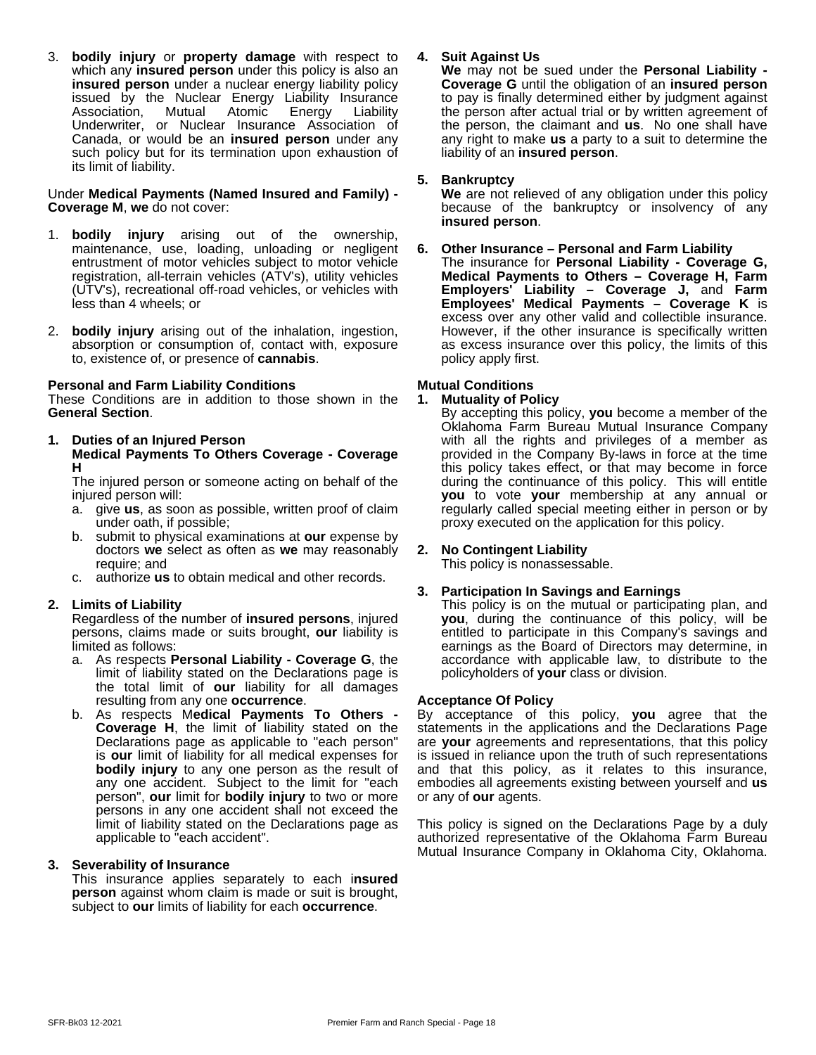3. **bodily injury** or **property damage** with respect to which any **insured person** under this policy is also an **insured person** under a nuclear energy liability policy issued by the Nuclear Energy Liability Insurance Association, Mutual Atomic Energy Liability Underwriter, or Nuclear Insurance Association of Canada, or would be an **insured person** under any such policy but for its termination upon exhaustion of its limit of liability.

Under **Medical Payments (Named Insured and Family) - Coverage M**, **we** do not cover:

1. **bodily injury** arising out of the ownership, maintenance, use, loading, unloading or negligent entrustment of motor vehicles subject to motor vehicle registration, all-terrain vehicles (ATV's), utility vehicles (UTV's), recreational off-road vehicles, or vehicles with less than 4 wheels; or
2. **bodily injury** arising out of the inhalation, ingestion, absorption or consumption of, contact with, exposure to, existence of, or presence of **cannabis**.

**Personal and Farm Liability Conditions**

These Conditions are in addition to those shown in the **General Section**.

**1. Duties of an Injured Person**
**Medical Payments To Others Coverage - Coverage H**

The injured person or someone acting on behalf of the injured person will:

a. give **us**, as soon as possible, written proof of claim under oath, if possible;
b. submit to physical examinations at **our** expense by doctors **we** select as often as **we** may reasonably require; and
c. authorize **us** to obtain medical and other records.

**2. Limits of Liability**

Regardless of the number of **insured persons**, injured persons, claims made or suits brought, **our** liability is limited as follows:

a. As respects **Personal Liability - Coverage G**, the limit of liability stated on the Declarations page is the total limit of **our** liability for all damages resulting from any one **occurrence**.
b. As respects M**edical Payments To Others - Coverage H**, the limit of liability stated on the Declarations page as applicable to "each person" is **our** limit of liability for all medical expenses for **bodily injury** to any one person as the result of any one accident. Subject to the limit for "each person", **our** limit for **bodily injury** to two or more persons in any one accident shall not exceed the limit of liability stated on the Declarations page as applicable to "each accident".

**3. Severability of Insurance**

This insurance applies separately to each i**nsured person** against whom claim is made or suit is brought, subject to **our** limits of liability for each **occurrence**.

**4. Suit Against Us**

**We** may not be sued under the **Personal Liability - Coverage G** until the obligation of an **insured person** to pay is finally determined either by judgment against the person after actual trial or by written agreement of the person, the claimant and **us**. No one shall have any right to make **us** a party to a suit to determine the liability of an **insured person**.

**5. Bankruptcy**

**We** are not relieved of any obligation under this policy because of the bankruptcy or insolvency of any **insured person**.

**6. Other Insurance – Personal and Farm Liability**

The insurance for **Personal Liability - Coverage G, Medical Payments to Others – Coverage H, Farm Employers' Liability – Coverage J,** and **Farm Employees' Medical Payments – Coverage K** is excess over any other valid and collectible insurance. However, if the other insurance is specifically written as excess insurance over this policy, the limits of this policy apply first.

**Mutual Conditions**

**1. Mutuality of Policy**

By accepting this policy, **you** become a member of the Oklahoma Farm Bureau Mutual Insurance Company with all the rights and privileges of a member as provided in the Company By-laws in force at the time this policy takes effect, or that may become in force during the continuance of this policy. This will entitle **you** to vote **your** membership at any annual or regularly called special meeting either in person or by proxy executed on the application for this policy.

**2. No Contingent Liability**

This policy is nonassessable.

**3. Participation In Savings and Earnings**

This policy is on the mutual or participating plan, and **you**, during the continuance of this policy, will be entitled to participate in this Company's savings and earnings as the Board of Directors may determine, in accordance with applicable law, to distribute to the policyholders of **your** class or division.

**Acceptance Of Policy**

By acceptance of this policy, **you** agree that the statements in the applications and the Declarations Page are **your** agreements and representations, that this policy is issued in reliance upon the truth of such representations and that this policy, as it relates to this insurance, embodies all agreements existing between yourself and **us** or any of **our** agents.

This policy is signed on the Declarations Page by a duly authorized representative of the Oklahoma Farm Bureau Mutual Insurance Company in Oklahoma City, Oklahoma.